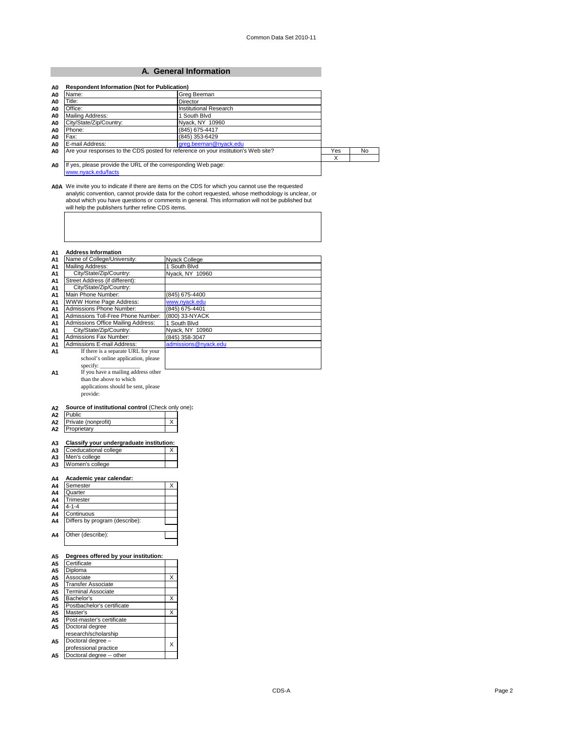## A. General Information

| | | | | |
|---|---|---|---|---|
| A0 | **Respondent Information (Not for Publication)** | | | |
| A0 | Name: | Greg Beeman | | |
| A0 | Title: | Director | | |
| A0 | Office: | Institutional Research | | |
| A0 | Mailing Address: | 1 South Blvd | | |
| A0 | City/State/Zip/Country: | Nyack, NY 10960 | | |
| A0 | Phone: | (845) 675-4417 | | |
| A0 | Fax: | (845) 353-6429 | | |
| A0 | E-mail Address: | greg.beeman@nyack.edu | | |
| A0 | Are your responses to the CDS posted for reference on your institution's Web site? | | Yes | No |
| | | | X | |
| A0 | If yes, please provide the URL of the corresponding Web page: www.nyack.edu/facts | | | |

**A0A** We invite you to indicate if there are items on the CDS for which you cannot use the requested analytic convention, cannot provide data for the cohort requested, whose methodology is unclear, or about which you have questions or comments in general. This information will not be published but will help the publishers further refine CDS items.

| | | |
|---|---|---|
| A1 | **Address Information** | |
| A1 | Name of College/University: | Nyack College |
| A1 | Mailing Address: | 1 South Blvd |
| A1 | City/State/Zip/Country: | Nyack, NY 10960 |
| A1 | Street Address (if different): | |
| A1 | City/State/Zip/Country: | |
| A1 | Main Phone Number: | (845) 675-4400 |
| A1 | WWW Home Page Address: | www.nyack.edu |
| A1 | Admissions Phone Number: | (845) 675-4401 |
| A1 | Admissions Toll-Free Phone Number: | (800) 33-NYACK |
| A1 | Admissions Office Mailing Address: | 1 South Blvd |
| A1 | City/State/Zip/Country: | Nyack, NY 10960 |
| A1 | Admissions Fax Number: | (845) 358-3047 |
| A1 | Admissions E-mail Address: | admissions@nyack.edu |
| A1 | If there is a separate URL for your school's online application, please specify: _______________ | |
| A1 | If you have a mailing address other than the above to which applications should be sent, please provide: | |

| | | |
|---|---|---|
| A2 | **Source of institutional control** (Check only one)**:** | |
| A2 | Public | |
| A2 | Private (nonprofit) | X |
| A2 | Proprietary | |

| | | |
|---|---|---|
| A3 | **Classify your undergraduate institution:** | |
| A3 | Coeducational college | X |
| A3 | Men's college | |
| A3 | Women's college | |

| | | |
|---|---|---|
| A4 | **Academic year calendar:** | |
| A4 | Semester | X |
| A4 | Quarter | |
| A4 | Trimester | |
| A4 | 4-1-4 | |
| A4 | Continuous | |
| A4 | Differs by program (describe): | |
| A4 | Other (describe): | |

| | | |
|---|---|---|
| A5 | **Degrees offered by your institution:** | |
| A5 | Certificate | |
| A5 | Diploma | |
| A5 | Associate | X |
| A5 | Transfer Associate | |
| A5 | Terminal Associate | |
| A5 | Bachelor's | X |
| A5 | Postbachelor's certificate | |
| A5 | Master's | X |
| A5 | Post-master's certificate | |
| A5 | Doctoral degree research/scholarship | |
| A5 | Doctoral degree – professional practice | X |
| A5 | Doctoral degree -- other | |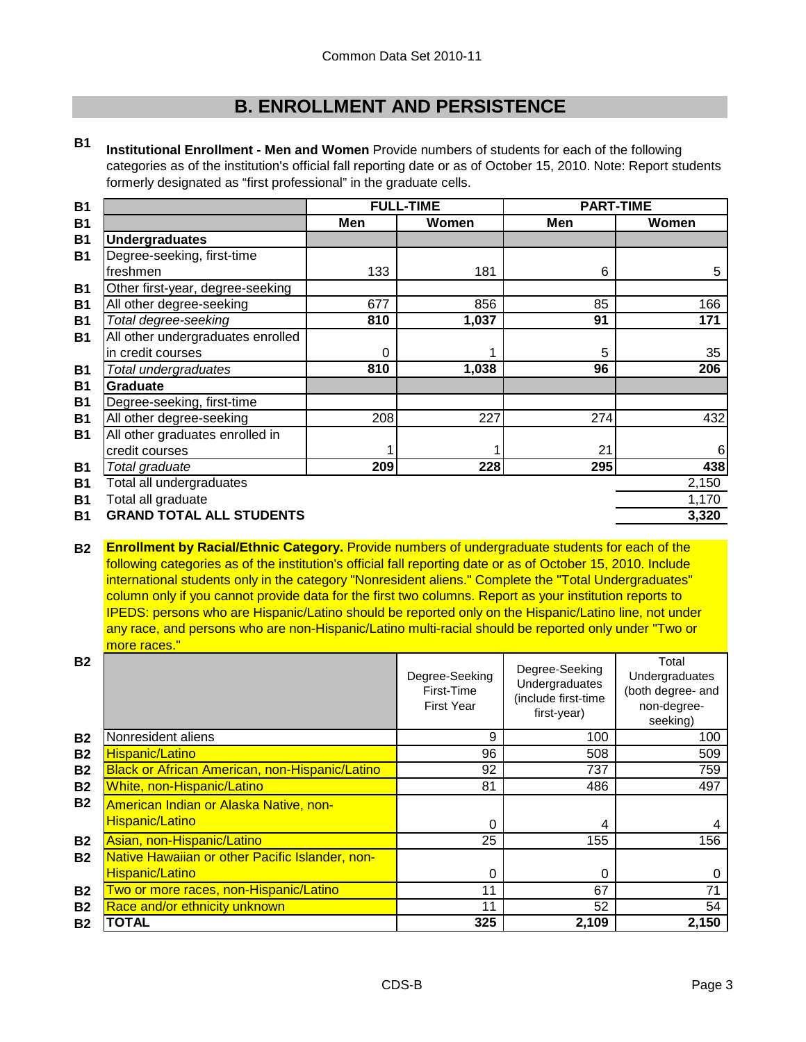Common Data Set 2010-11

## B. ENROLLMENT AND PERSISTENCE

**B1** **Institutional Enrollment - Men and Women** Provide numbers of students for each of the following categories as of the institution's official fall reporting date or as of October 15, 2010. Note: Report students formerly designated as "first professional" in the graduate cells.

| | | FULL-TIME | | PART-TIME | |
|---|---|---|---|---|---|
| | | **Men** | **Women** | **Men** | **Women** |
| B1 | **Undergraduates** | | | | |
| B1 | Degree-seeking, first-time freshmen | 133 | 181 | 6 | 5 |
| B1 | Other first-year, degree-seeking | | | | |
| B1 | All other degree-seeking | 677 | 856 | 85 | 166 |
| B1 | *Total degree-seeking* | **810** | **1,037** | **91** | **171** |
| B1 | All other undergraduates enrolled in credit courses | 0 | 1 | 5 | 35 |
| B1 | *Total undergraduates* | **810** | **1,038** | **96** | **206** |
| B1 | **Graduate** | | | | |
| B1 | Degree-seeking, first-time | | | | |
| B1 | All other degree-seeking | 208 | 227 | 274 | 432 |
| B1 | All other graduates enrolled in credit courses | 1 | 1 | 21 | 6 |
| B1 | *Total graduate* | **209** | **228** | **295** | **438** |
| B1 | Total all undergraduates | | | | 2,150 |
| B1 | Total all graduate | | | | 1,170 |
| B1 | **GRAND TOTAL ALL STUDENTS** | | | | **3,320** |

**B2** **Enrollment by Racial/Ethnic Category.** Provide numbers of undergraduate students for each of the following categories as of the institution's official fall reporting date or as of October 15, 2010. Include international students only in the category "Nonresident aliens." Complete the "Total Undergraduates" column only if you cannot provide data for the first two columns. Report as your institution reports to IPEDS: persons who are Hispanic/Latino should be reported only on the Hispanic/Latino line, not under any race, and persons who are non-Hispanic/Latino multi-racial should be reported only under "Two or more races."

| | | Degree-Seeking First-Time First Year | Degree-Seeking Undergraduates (include first-time first-year) | Total Undergraduates (both degree- and non-degree-seeking) |
|---|---|---|---|---|
| B2 | Nonresident aliens | 9 | 100 | 100 |
| B2 | Hispanic/Latino | 96 | 508 | 509 |
| B2 | Black or African American, non-Hispanic/Latino | 92 | 737 | 759 |
| B2 | White, non-Hispanic/Latino | 81 | 486 | 497 |
| B2 | American Indian or Alaska Native, non-Hispanic/Latino | 0 | 4 | 4 |
| B2 | Asian, non-Hispanic/Latino | 25 | 155 | 156 |
| B2 | Native Hawaiian or other Pacific Islander, non-Hispanic/Latino | 0 | 0 | 0 |
| B2 | Two or more races, non-Hispanic/Latino | 11 | 67 | 71 |
| B2 | Race and/or ethnicity unknown | 11 | 52 | 54 |
| B2 | **TOTAL** | **325** | **2,109** | **2,150** |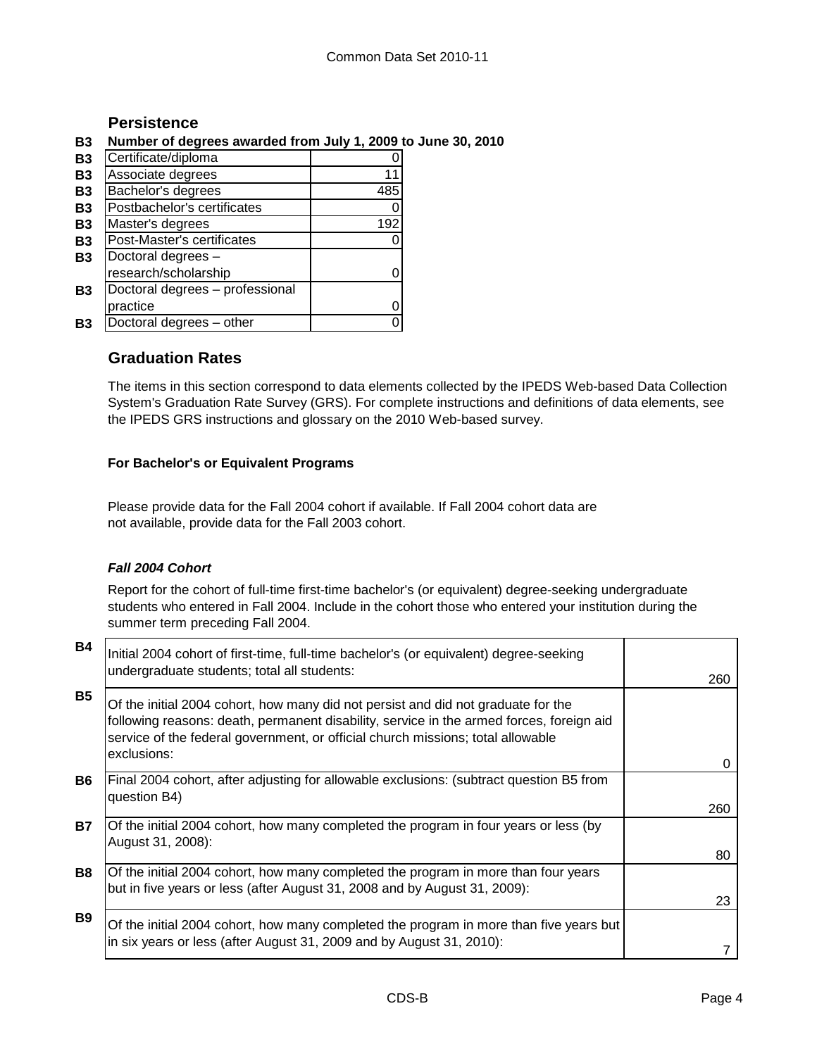## Persistence

**B3 Number of degrees awarded from July 1, 2009 to June 30, 2010**

| | | |
|---|---|---|
| B3 | Certificate/diploma | 0 |
| B3 | Associate degrees | 11 |
| B3 | Bachelor's degrees | 485 |
| B3 | Postbachelor's certificates | 0 |
| B3 | Master's degrees | 192 |
| B3 | Post-Master's certificates | 0 |
| B3 | Doctoral degrees – research/scholarship | 0 |
| B3 | Doctoral degrees – professional practice | 0 |
| B3 | Doctoral degrees – other | 0 |

## Graduation Rates

The items in this section correspond to data elements collected by the IPEDS Web-based Data Collection System's Graduation Rate Survey (GRS). For complete instructions and definitions of data elements, see the IPEDS GRS instructions and glossary on the 2010 Web-based survey.

**For Bachelor's or Equivalent Programs**

Please provide data for the Fall 2004 cohort if available. If Fall 2004 cohort data are not available, provide data for the Fall 2003 cohort.

***Fall 2004 Cohort***

Report for the cohort of full-time first-time bachelor's (or equivalent) degree-seeking undergraduate students who entered in Fall 2004. Include in the cohort those who entered your institution during the summer term preceding Fall 2004.

| | | |
|---|---|---|
| B4 | Initial 2004 cohort of first-time, full-time bachelor's (or equivalent) degree-seeking undergraduate students; total all students: | 260 |
| B5 | Of the initial 2004 cohort, how many did not persist and did not graduate for the following reasons: death, permanent disability, service in the armed forces, foreign aid service of the federal government, or official church missions; total allowable exclusions: | 0 |
| B6 | Final 2004 cohort, after adjusting for allowable exclusions: (subtract question B5 from question B4) | 260 |
| B7 | Of the initial 2004 cohort, how many completed the program in four years or less (by August 31, 2008): | 80 |
| B8 | Of the initial 2004 cohort, how many completed the program in more than four years but in five years or less (after August 31, 2008 and by August 31, 2009): | 23 |
| B9 | Of the initial 2004 cohort, how many completed the program in more than five years but in six years or less (after August 31, 2009 and by August 31, 2010): | 7 |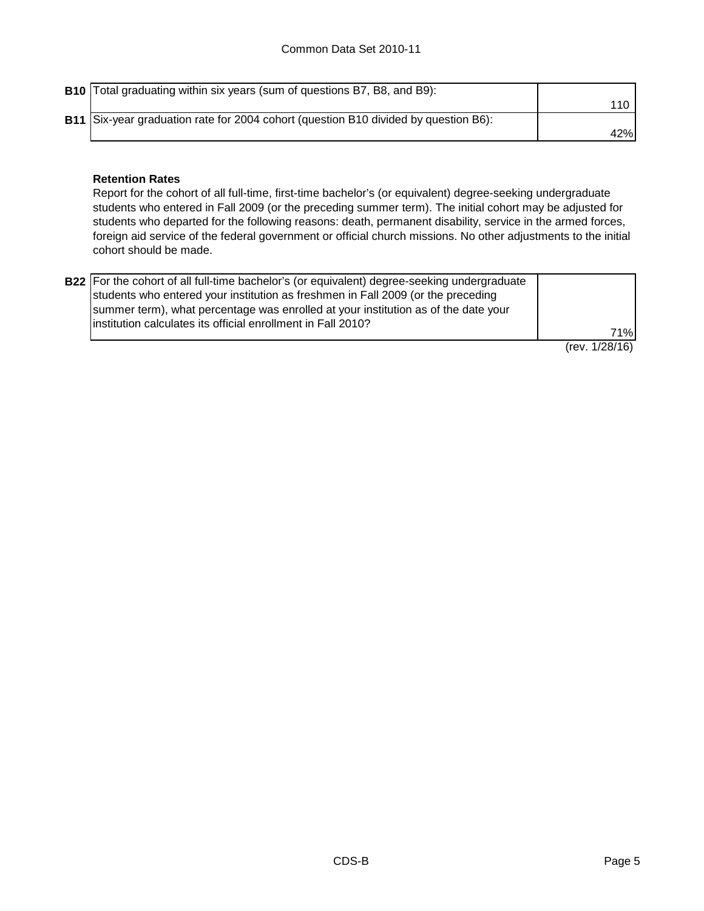| | | |
|---|---|---|
| **B10** | Total graduating within six years (sum of questions B7, B8, and B9): | 110 |
| **B11** | Six-year graduation rate for 2004 cohort (question B10 divided by question B6): | 42% |

**Retention Rates**

Report for the cohort of all full-time, first-time bachelor's (or equivalent) degree-seeking undergraduate students who entered in Fall 2009 (or the preceding summer term). The initial cohort may be adjusted for students who departed for the following reasons: death, permanent disability, service in the armed forces, foreign aid service of the federal government or official church missions. No other adjustments to the initial cohort should be made.

| | | |
|---|---|---|
| **B22** | For the cohort of all full-time bachelor's (or equivalent) degree-seeking undergraduate students who entered your institution as freshmen in Fall 2009 (or the preceding summer term), what percentage was enrolled at your institution as of the date your institution calculates its official enrollment in Fall 2010? | 71% |

(rev. 1/28/16)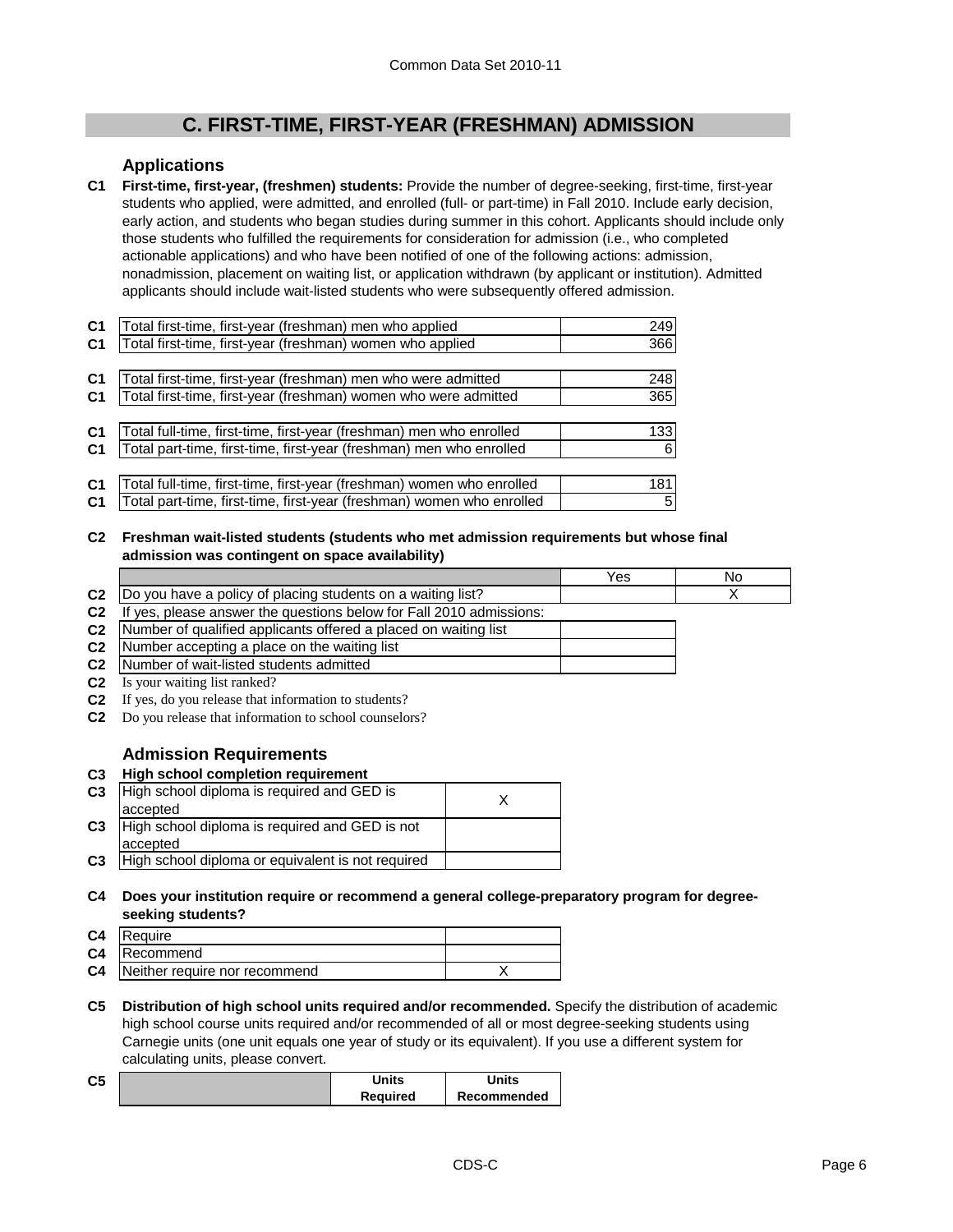# C. FIRST-TIME, FIRST-YEAR (FRESHMAN) ADMISSION

## Applications

**C1 First-time, first-year, (freshmen) students:** Provide the number of degree-seeking, first-time, first-year students who applied, were admitted, and enrolled (full- or part-time) in Fall 2010. Include early decision, early action, and students who began studies during summer in this cohort. Applicants should include only those students who fulfilled the requirements for consideration for admission (i.e., who completed actionable applications) and who have been notified of one of the following actions: admission, nonadmission, placement on waiting list, or application withdrawn (by applicant or institution). Admitted applicants should include wait-listed students who were subsequently offered admission.

| | | |
|---|---|---|
| C1 | Total first-time, first-year (freshman) men who applied | 249 |
| C1 | Total first-time, first-year (freshman) women who applied | 366 |
| C1 | Total first-time, first-year (freshman) men who were admitted | 248 |
| C1 | Total first-time, first-year (freshman) women who were admitted | 365 |
| C1 | Total full-time, first-time, first-year (freshman) men who enrolled | 133 |
| C1 | Total part-time, first-time, first-year (freshman) men who enrolled | 6 |
| C1 | Total full-time, first-time, first-year (freshman) women who enrolled | 181 |
| C1 | Total part-time, first-time, first-year (freshman) women who enrolled | 5 |

**C2 Freshman wait-listed students (students who met admission requirements but whose final admission was contingent on space availability)**

| | | Yes | No |
|---|---|---|---|
| C2 | Do you have a policy of placing students on a waiting list? | | X |
| C2 | If yes, please answer the questions below for Fall 2010 admissions: | | |
| C2 | Number of qualified applicants offered a placed on waiting list | | |
| C2 | Number accepting a place on the waiting list | | |
| C2 | Number of wait-listed students admitted | | |
| C2 | Is your waiting list ranked? | | |
| C2 | If yes, do you release that information to students? | | |
| C2 | Do you release that information to school counselors? | | |

## Admission Requirements

**C3 High school completion requirement**

| | | |
|---|---|---|
| C3 | High school diploma is required and GED is accepted | X |
| C3 | High school diploma is required and GED is not accepted | |
| C3 | High school diploma or equivalent is not required | |

**C4 Does your institution require or recommend a general college-preparatory program for degree-seeking students?**

| | | |
|---|---|---|
| C4 | Require | |
| C4 | Recommend | |
| C4 | Neither require nor recommend | X |

**C5 Distribution of high school units required and/or recommended.** Specify the distribution of academic high school course units required and/or recommended of all or most degree-seeking students using Carnegie units (one unit equals one year of study or its equivalent). If you use a different system for calculating units, please convert.

| C5 | | Units Required | Units Recommended |
|---|---|---|---|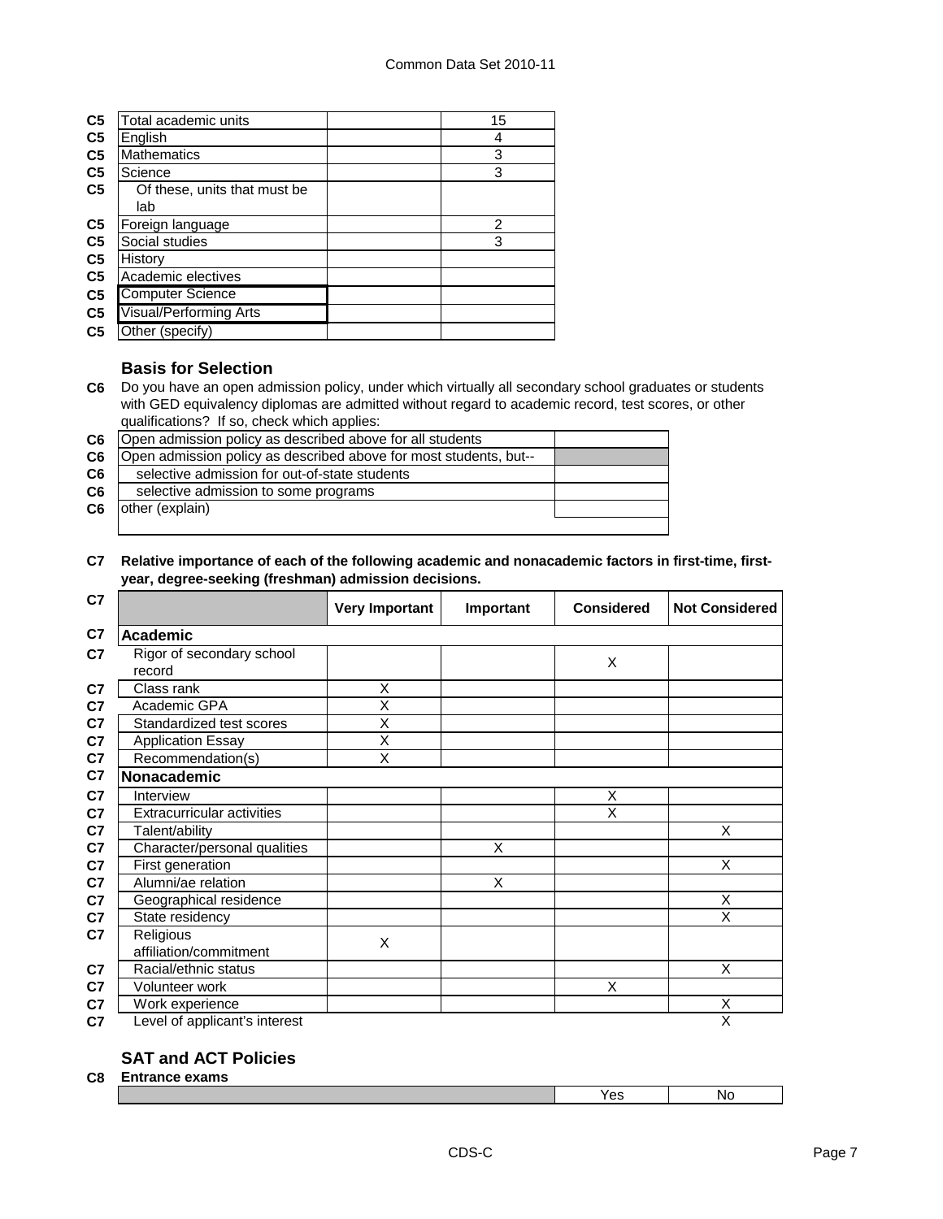| | | | |
|---|---|---|---|
| C5 | Total academic units | | 15 |
| C5 | English | | 4 |
| C5 | Mathematics | | 3 |
| C5 | Science | | 3 |
| C5 | Of these, units that must be lab | | |
| C5 | Foreign language | | 2 |
| C5 | Social studies | | 3 |
| C5 | History | | |
| C5 | Academic electives | | |
| C5 | Computer Science | | |
| C5 | Visual/Performing Arts | | |
| C5 | Other (specify) | | |

### Basis for Selection

**C6** Do you have an open admission policy, under which virtually all secondary school graduates or students with GED equivalency diplomas are admitted without regard to academic record, test scores, or other qualifications? If so, check which applies:

| | | |
|---|---|---|
| C6 | Open admission policy as described above for all students | |
| C6 | Open admission policy as described above for most students, but-- | |
| C6 | selective admission for out-of-state students | |
| C6 | selective admission to some programs | |
| C6 | other (explain) | |

**C7 Relative importance of each of the following academic and nonacademic factors in first-time, first-year, degree-seeking (freshman) admission decisions.**

| C7 | | Very Important | Important | Considered | Not Considered |
|---|---|---|---|---|---|
| C7 | **Academic** | | | | |
| C7 | Rigor of secondary school record | | | X | |
| C7 | Class rank | X | | | |
| C7 | Academic GPA | X | | | |
| C7 | Standardized test scores | X | | | |
| C7 | Application Essay | X | | | |
| C7 | Recommendation(s) | X | | | |
| C7 | **Nonacademic** | | | | |
| C7 | Interview | | | X | |
| C7 | Extracurricular activities | | | X | |
| C7 | Talent/ability | | | | X |
| C7 | Character/personal qualities | | X | | |
| C7 | First generation | | | | X |
| C7 | Alumni/ae relation | | X | | |
| C7 | Geographical residence | | | | X |
| C7 | State residency | | | | X |
| C7 | Religious affiliation/commitment | X | | | |
| C7 | Racial/ethnic status | | | | X |
| C7 | Volunteer work | | | X | |
| C7 | Work experience | | | | X |
| C7 | Level of applicant's interest | | | | X |

### SAT and ACT Policies

**C8 Entrance exams**

| | Yes | No |
|---|---|---|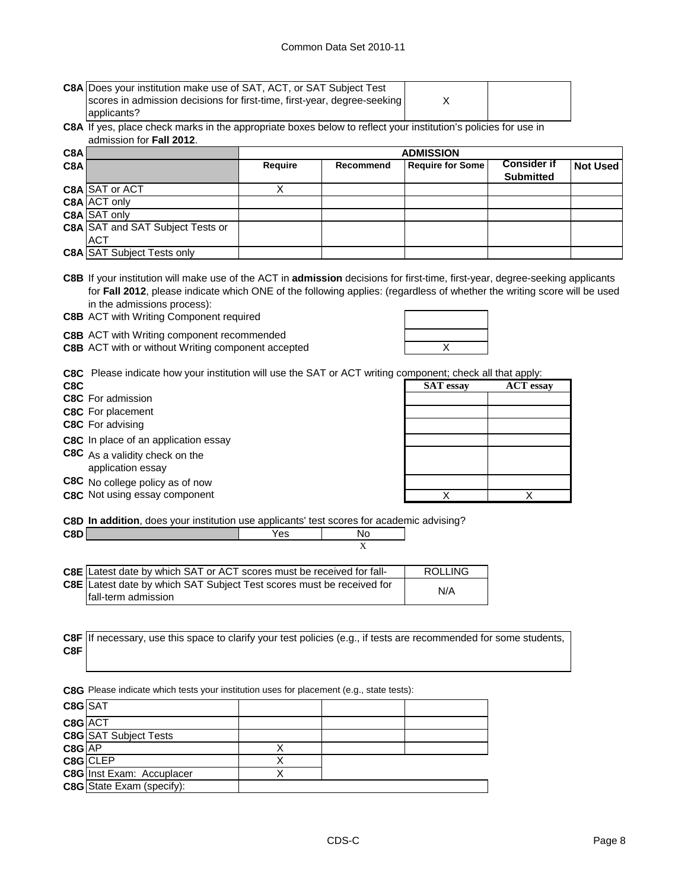| | | | |
|---|---|---|---|
| C8A | Does your institution make use of SAT, ACT, or SAT Subject Test scores in admission decisions for first-time, first-year, degree-seeking applicants? | X | |

C8A If yes, place check marks in the appropriate boxes below to reflect your institution's policies for use in admission for **Fall 2012**.

| | | ADMISSION | | | | |
|---|---|---|---|---|---|---|
| C8A | | Require | Recommend | Require for Some | Consider if Submitted | Not Used |
| C8A | SAT or ACT | X | | | | |
| C8A | ACT only | | | | | |
| C8A | SAT only | | | | | |
| C8A | SAT and SAT Subject Tests or ACT | | | | | |
| C8A | SAT Subject Tests only | | | | | |

C8B If your institution will make use of the ACT in **admission** decisions for first-time, first-year, degree-seeking applicants for **Fall 2012**, please indicate which ONE of the following applies: (regardless of whether the writing score will be used in the admissions process):

| | | |
|---|---|---|
| C8B | ACT with Writing Component required | |
| C8B | ACT with Writing component recommended | |
| C8B | ACT with or without Writing component accepted | X |

C8C Please indicate how your institution will use the SAT or ACT writing component; check all that apply:

| C8C | | SAT essay | ACT essay |
|---|---|---|---|
| C8C | For admission | | |
| C8C | For placement | | |
| C8C | For advising | | |
| C8C | In place of an application essay | | |
| C8C | As a validity check on the application essay | | |
| C8C | No college policy as of now | | |
| C8C | Not using essay component | X | X |

C8D **In addition**, does your institution use applicants' test scores for academic advising?

| C8D | | Yes | No |
|---|---|---|---|
| | | | X |

| | | |
|---|---|---|
| C8E | Latest date by which SAT or ACT scores must be received for fall- | ROLLING |
| C8E | Latest date by which SAT Subject Test scores must be received for fall-term admission | N/A |

C8F If necessary, use this space to clarify your test policies (e.g., if tests are recommended for some students,

C8F

C8G Please indicate which tests your institution uses for placement (e.g., state tests):

| | | | | |
|---|---|---|---|---|
| C8G | SAT | | | |
| C8G | ACT | | | |
| C8G | SAT Subject Tests | | | |
| C8G | AP | X | | |
| C8G | CLEP | X | | |
| C8G | Inst Exam: Accuplacer | X | | |
| C8G | State Exam (specify): | | | |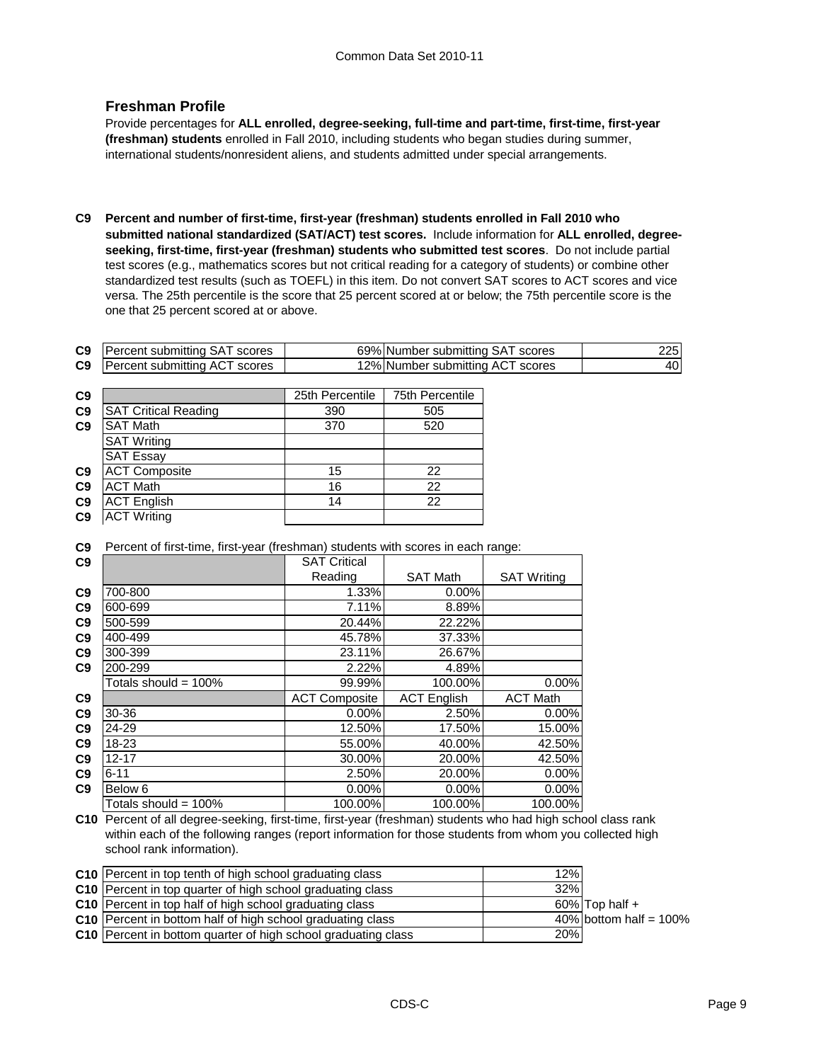## Freshman Profile

Provide percentages for **ALL enrolled, degree-seeking, full-time and part-time, first-time, first-year (freshman) students** enrolled in Fall 2010, including students who began studies during summer, international students/nonresident aliens, and students admitted under special arrangements.

**C9 Percent and number of first-time, first-year (freshman) students enrolled in Fall 2010 who submitted national standardized (SAT/ACT) test scores.** Include information for **ALL enrolled, degree-seeking, first-time, first-year (freshman) students who submitted test scores**. Do not include partial test scores (e.g., mathematics scores but not critical reading for a category of students) or combine other standardized test results (such as TOEFL) in this item. Do not convert SAT scores to ACT scores and vice versa. The 25th percentile is the score that 25 percent scored at or below; the 75th percentile score is the one that 25 percent scored at or above.

| | | | | |
|---|---|---|---|---|
| C9 | Percent submitting SAT scores | 69% | Number submitting SAT scores | 225 |
| C9 | Percent submitting ACT scores | 12% | Number submitting ACT scores | 40 |

| | | 25th Percentile | 75th Percentile |
|---|---|---|---|
| C9 | SAT Critical Reading | 390 | 505 |
| C9 | SAT Math | 370 | 520 |
| | SAT Writing | | |
| | SAT Essay | | |
| C9 | ACT Composite | 15 | 22 |
| C9 | ACT Math | 16 | 22 |
| C9 | ACT English | 14 | 22 |
| C9 | ACT Writing | | |

C9 Percent of first-time, first-year (freshman) students with scores in each range:

| | | SAT Critical Reading | SAT Math | SAT Writing |
|---|---|---|---|---|
| C9 | 700-800 | 1.33% | 0.00% | |
| C9 | 600-699 | 7.11% | 8.89% | |
| C9 | 500-599 | 20.44% | 22.22% | |
| C9 | 400-499 | 45.78% | 37.33% | |
| C9 | 300-399 | 23.11% | 26.67% | |
| C9 | 200-299 | 2.22% | 4.89% | |
| | Totals should = 100% | 99.99% | 100.00% | 0.00% |
| C9 | | ACT Composite | ACT English | ACT Math |
| C9 | 30-36 | 0.00% | 2.50% | 0.00% |
| C9 | 24-29 | 12.50% | 17.50% | 15.00% |
| C9 | 18-23 | 55.00% | 40.00% | 42.50% |
| C9 | 12-17 | 30.00% | 20.00% | 42.50% |
| C9 | 6-11 | 2.50% | 20.00% | 0.00% |
| C9 | Below 6 | 0.00% | 0.00% | 0.00% |
| | Totals should = 100% | 100.00% | 100.00% | 100.00% |

**C10** Percent of all degree-seeking, first-time, first-year (freshman) students who had high school class rank within each of the following ranges (report information for those students from whom you collected high school rank information).

| | | | |
|---|---|---|---|
| C10 | Percent in top tenth of high school graduating class | 12% | |
| C10 | Percent in top quarter of high school graduating class | 32% | |
| C10 | Percent in top half of high school graduating class | 60% | Top half + |
| C10 | Percent in bottom half of high school graduating class | 40% | bottom half = 100% |
| C10 | Percent in bottom quarter of high school graduating class | 20% | |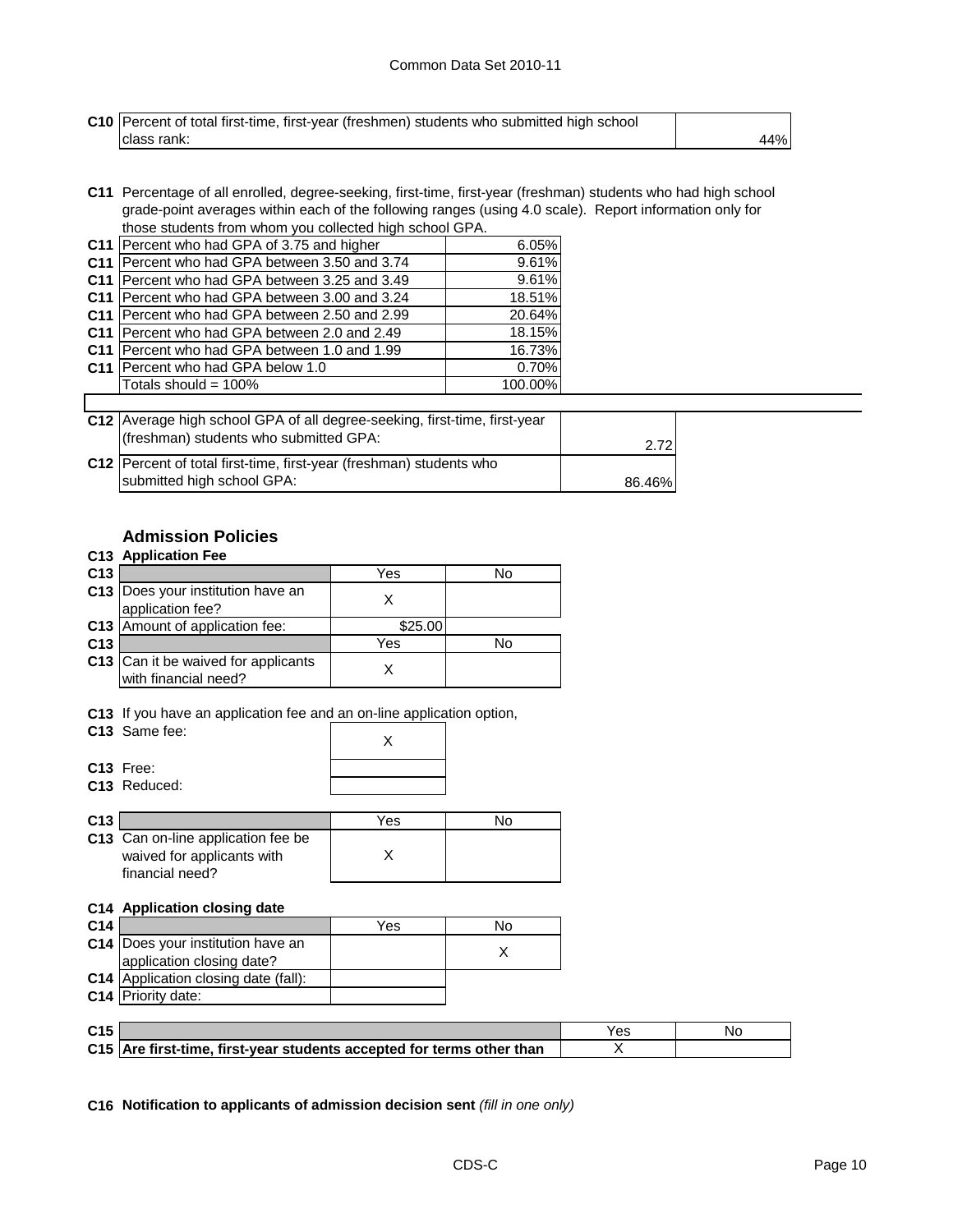| | | |
|---|---|---|
| C10 | Percent of total first-time, first-year (freshmen) students who submitted high school class rank: | 44% |

**C11** Percentage of all enrolled, degree-seeking, first-time, first-year (freshman) students who had high school grade-point averages within each of the following ranges (using 4.0 scale). Report information only for those students from whom you collected high school GPA.

| | | |
|---|---|---|
| C11 | Percent who had GPA of 3.75 and higher | 6.05% |
| C11 | Percent who had GPA between 3.50 and 3.74 | 9.61% |
| C11 | Percent who had GPA between 3.25 and 3.49 | 9.61% |
| C11 | Percent who had GPA between 3.00 and 3.24 | 18.51% |
| C11 | Percent who had GPA between 2.50 and 2.99 | 20.64% |
| C11 | Percent who had GPA between 2.0 and 2.49 | 18.15% |
| C11 | Percent who had GPA between 1.0 and 1.99 | 16.73% |
| C11 | Percent who had GPA below 1.0 | 0.70% |
| | Totals should = 100% | 100.00% |

| | | |
|---|---|---|
| C12 | Average high school GPA of all degree-seeking, first-time, first-year (freshman) students who submitted GPA: | 2.72 |
| C12 | Percent of total first-time, first-year (freshman) students who submitted high school GPA: | 86.46% |

## Admission Policies

**C13 Application Fee**

| | | Yes | No |
|---|---|---|---|
| C13 | Does your institution have an application fee? | X | |
| C13 | Amount of application fee: | $25.00 | |
| C13 | | Yes | No |
| C13 | Can it be waived for applicants with financial need? | X | |

**C13** If you have an application fee and an on-line application option,

| | | |
|---|---|---|
| C13 | Same fee: | X |
| C13 | Free: | |
| C13 | Reduced: | |

| | | Yes | No |
|---|---|---|---|
| C13 | Can on-line application fee be waived for applicants with financial need? | X | |

**C14 Application closing date**

| | | Yes | No |
|---|---|---|---|
| C14 | Does your institution have an application closing date? | | X |
| C14 | Application closing date (fall): | | |
| C14 | Priority date: | | |

| | | Yes | No |
|---|---|---|---|
| C15 | **Are first-time, first-year students accepted for terms other than** | X | |

**C16 Notification to applicants of admission decision sent** *(fill in one only)*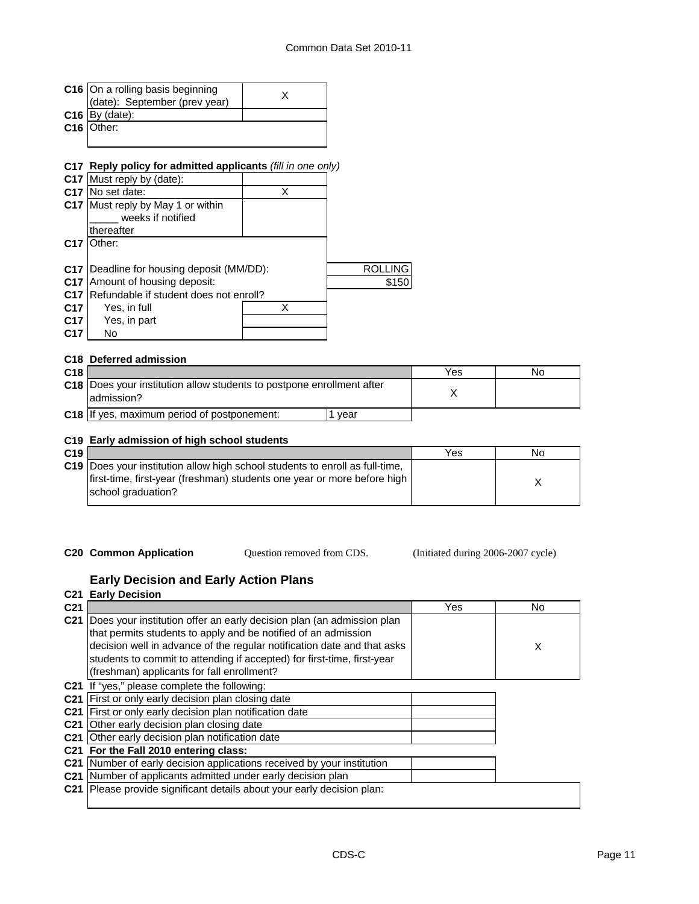| | | |
|---|---|---|
| **C16** | On a rolling basis beginning (date): September (prev year) | X |
| **C16** | By (date): | |
| **C16** | Other: | |

**C17 Reply policy for admitted applicants** *(fill in one only)*

| | | | |
|---|---|---|---|
| **C17** | Must reply by (date): | | |
| **C17** | No set date: | X | |
| **C17** | Must reply by May 1 or within _____ weeks if notified thereafter | | |
| **C17** | Other: | | |
| **C17** | Deadline for housing deposit (MM/DD): | | ROLLING |
| **C17** | Amount of housing deposit: | | $150 |
| **C17** | Refundable if student does not enroll? | | |
| **C17** | Yes, in full | X | |
| **C17** | Yes, in part | | |
| **C17** | No | | |

**C18 Deferred admission**

| | | | Yes | No |
|---|---|---|---|---|
| **C18** | Does your institution allow students to postpone enrollment after admission? | | X | |
| **C18** | If yes, maximum period of postponement: | 1 year | | |

**C19 Early admission of high school students**

| | | Yes | No |
|---|---|---|---|
| **C19** | Does your institution allow high school students to enroll as full-time, first-time, first-year (freshman) students one year or more before high school graduation? | | X |

**C20 Common Application** Question removed from CDS. (Initiated during 2006-2007 cycle)

## Early Decision and Early Action Plans

**C21 Early Decision**

| | | Yes | No |
|---|---|---|---|
| **C21** | Does your institution offer an early decision plan (an admission plan that permits students to apply and be notified of an admission decision well in advance of the regular notification date and that asks students to commit to attending if accepted) for first-time, first-year (freshman) applicants for fall enrollment? | | X |
| **C21** | If "yes," please complete the following: | | |
| **C21** | First or only early decision plan closing date | | |
| **C21** | First or only early decision plan notification date | | |
| **C21** | Other early decision plan closing date | | |
| **C21** | Other early decision plan notification date | | |
| **C21** | **For the Fall 2010 entering class:** | | |
| **C21** | Number of early decision applications received by your institution | | |
| **C21** | Number of applicants admitted under early decision plan | | |
| **C21** | Please provide significant details about your early decision plan: | | |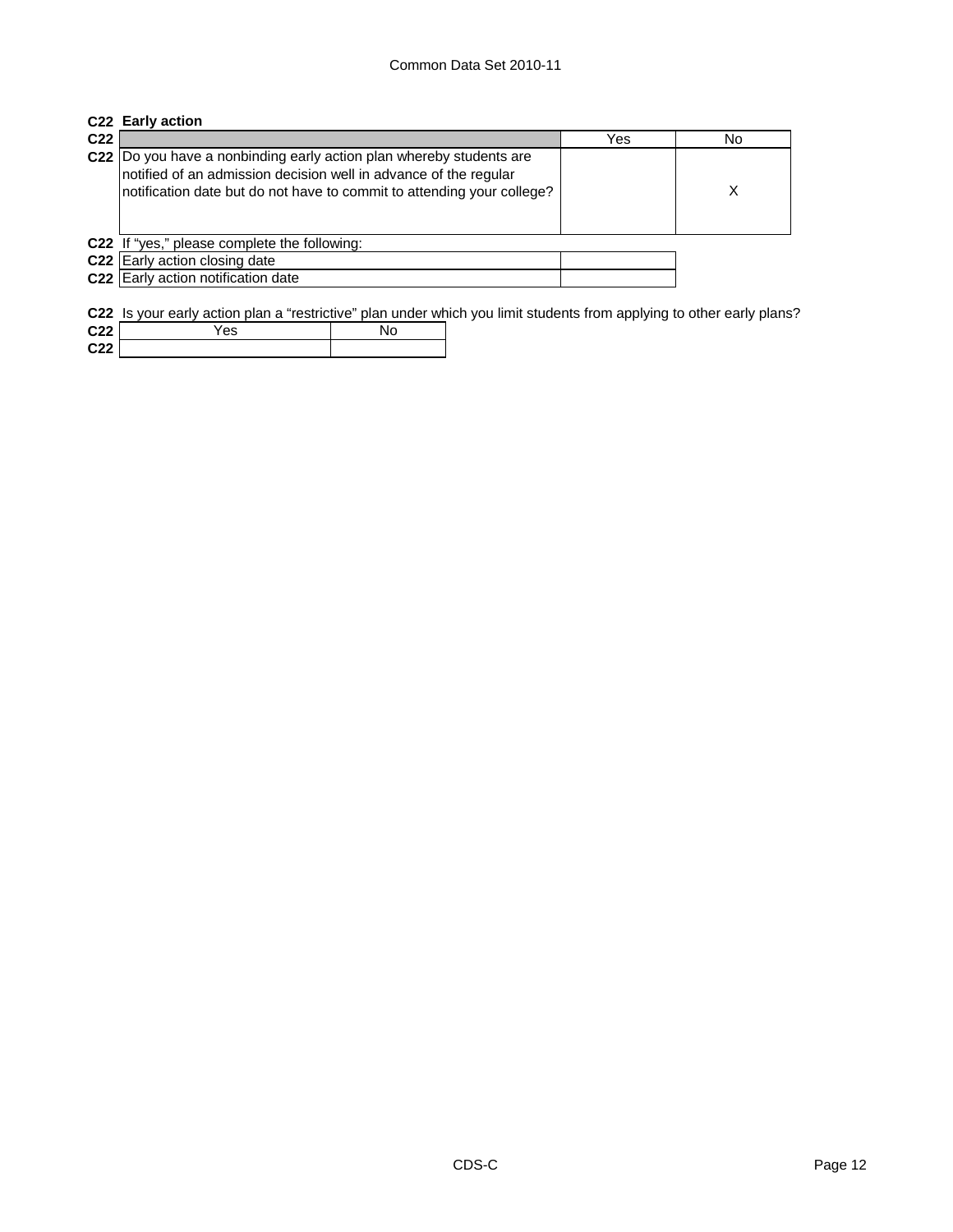## C22 Early action

| C22 | | Yes | No |
|---|---|---|---|
| C22 | Do you have a nonbinding early action plan whereby students are notified of an admission decision well in advance of the regular notification date but do not have to commit to attending your college? | | X |

**C22** If "yes," please complete the following:

| C22 | | |
|---|---|---|
| C22 | Early action closing date | |
| C22 | Early action notification date | |

**C22** Is your early action plan a "restrictive" plan under which you limit students from applying to other early plans?

| C22 | Yes | No |
|---|---|---|
| C22 | | |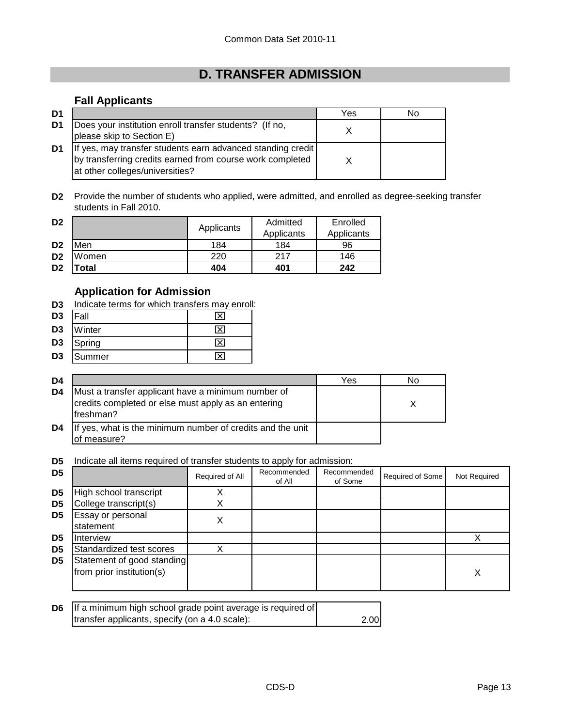# D. TRANSFER ADMISSION

## Fall Applicants

| | | Yes | No |
|---|---|---|---|
| D1 | Does your institution enroll transfer students? (If no, please skip to Section E) | X | |
| D1 | If yes, may transfer students earn advanced standing credit by transferring credits earned from course work completed at other colleges/universities? | X | |

**D2** Provide the number of students who applied, were admitted, and enrolled as degree-seeking transfer students in Fall 2010.

| | | Applicants | Admitted Applicants | Enrolled Applicants |
|---|---|---|---|---|
| D2 | Men | 184 | 184 | 96 |
| D2 | Women | 220 | 217 | 146 |
| D2 | **Total** | **404** | **401** | **242** |

## Application for Admission

**D3** Indicate terms for which transfers may enroll:

| | | |
|---|---|---|
| D3 | Fall | ☒ |
| D3 | Winter | ☒ |
| D3 | Spring | ☒ |
| D3 | Summer | ☒ |

| | | Yes | No |
|---|---|---|---|
| D4 | Must a transfer applicant have a minimum number of credits completed or else must apply as an entering freshman? | | X |
| D4 | If yes, what is the minimum number of credits and the unit of measure? | | |

**D5** Indicate all items required of transfer students to apply for admission:

| | | Required of All | Recommended of All | Recommended of Some | Required of Some | Not Required |
|---|---|---|---|---|---|---|
| D5 | High school transcript | X | | | | |
| D5 | College transcript(s) | X | | | | |
| D5 | Essay or personal statement | X | | | | |
| D5 | Interview | | | | | X |
| D5 | Standardized test scores | X | | | | |
| D5 | Statement of good standing from prior institution(s) | | | | | X |

| | | |
|---|---|---|
| D6 | If a minimum high school grade point average is required of transfer applicants, specify (on a 4.0 scale): | 2.00 |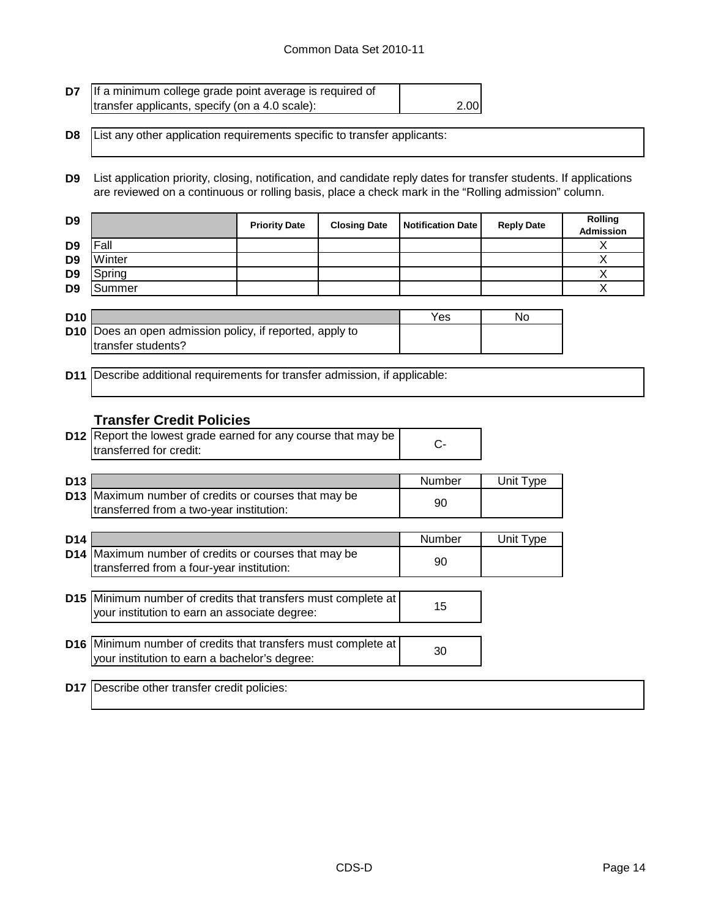| | | |
|---|---|---|
| D7 | If a minimum college grade point average is required of transfer applicants, specify (on a 4.0 scale): | 2.00 |

| | |
|---|---|
| D8 | List any other application requirements specific to transfer applicants: |

**D9** List application priority, closing, notification, and candidate reply dates for transfer students. If applications are reviewed on a continuous or rolling basis, place a check mark in the "Rolling admission" column.

| D9 | | Priority Date | Closing Date | Notification Date | Reply Date | Rolling Admission |
|---|---|---|---|---|---|---|
| D9 | Fall | | | | | X |
| D9 | Winter | | | | | X |
| D9 | Spring | | | | | X |
| D9 | Summer | | | | | X |

| D10 | | Yes | No |
|---|---|---|---|
| D10 | Does an open admission policy, if reported, apply to transfer students? | | |

| | |
|---|---|
| D11 | Describe additional requirements for transfer admission, if applicable: |

## Transfer Credit Policies

| | | |
|---|---|---|
| D12 | Report the lowest grade earned for any course that may be transferred for credit: | C- |

| D13 | | Number | Unit Type |
|---|---|---|---|
| D13 | Maximum number of credits or courses that may be transferred from a two-year institution: | 90 | |

| D14 | | Number | Unit Type |
|---|---|---|---|
| D14 | Maximum number of credits or courses that may be transferred from a four-year institution: | 90 | |

| | | |
|---|---|---|
| D15 | Minimum number of credits that transfers must complete at your institution to earn an associate degree: | 15 |

| | | |
|---|---|---|
| D16 | Minimum number of credits that transfers must complete at your institution to earn a bachelor's degree: | 30 |

| | |
|---|---|
| D17 | Describe other transfer credit policies: |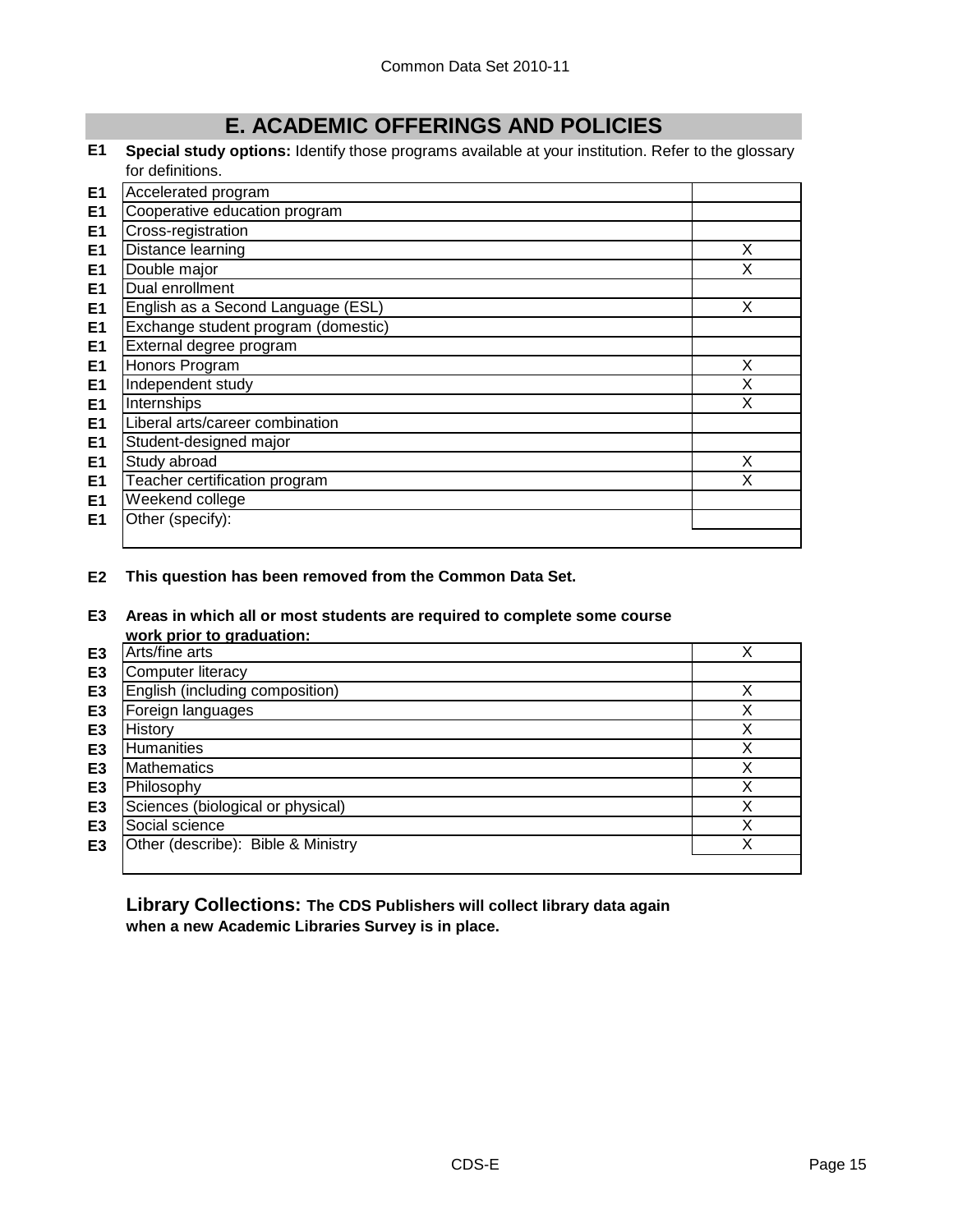# E. ACADEMIC OFFERINGS AND POLICIES

**E1** **Special study options:** Identify those programs available at your institution. Refer to the glossary for definitions.

| | | |
|---|---|---|
| E1 | Accelerated program | |
| E1 | Cooperative education program | |
| E1 | Cross-registration | |
| E1 | Distance learning | X |
| E1 | Double major | X |
| E1 | Dual enrollment | |
| E1 | English as a Second Language (ESL) | X |
| E1 | Exchange student program (domestic) | |
| E1 | External degree program | |
| E1 | Honors Program | X |
| E1 | Independent study | X |
| E1 | Internships | X |
| E1 | Liberal arts/career combination | |
| E1 | Student-designed major | |
| E1 | Study abroad | X |
| E1 | Teacher certification program | X |
| E1 | Weekend college | |
| E1 | Other (specify): | |

**E2** **This question has been removed from the Common Data Set.**

**E3** **Areas in which all or most students are required to complete some course work prior to graduation:**

| | | |
|---|---|---|
| E3 | Arts/fine arts | X |
| E3 | Computer literacy | |
| E3 | English (including composition) | X |
| E3 | Foreign languages | X |
| E3 | History | X |
| E3 | Humanities | X |
| E3 | Mathematics | X |
| E3 | Philosophy | X |
| E3 | Sciences (biological or physical) | X |
| E3 | Social science | X |
| E3 | Other (describe): Bible & Ministry | X |

**Library Collections: The CDS Publishers will collect library data again when a new Academic Libraries Survey is in place.**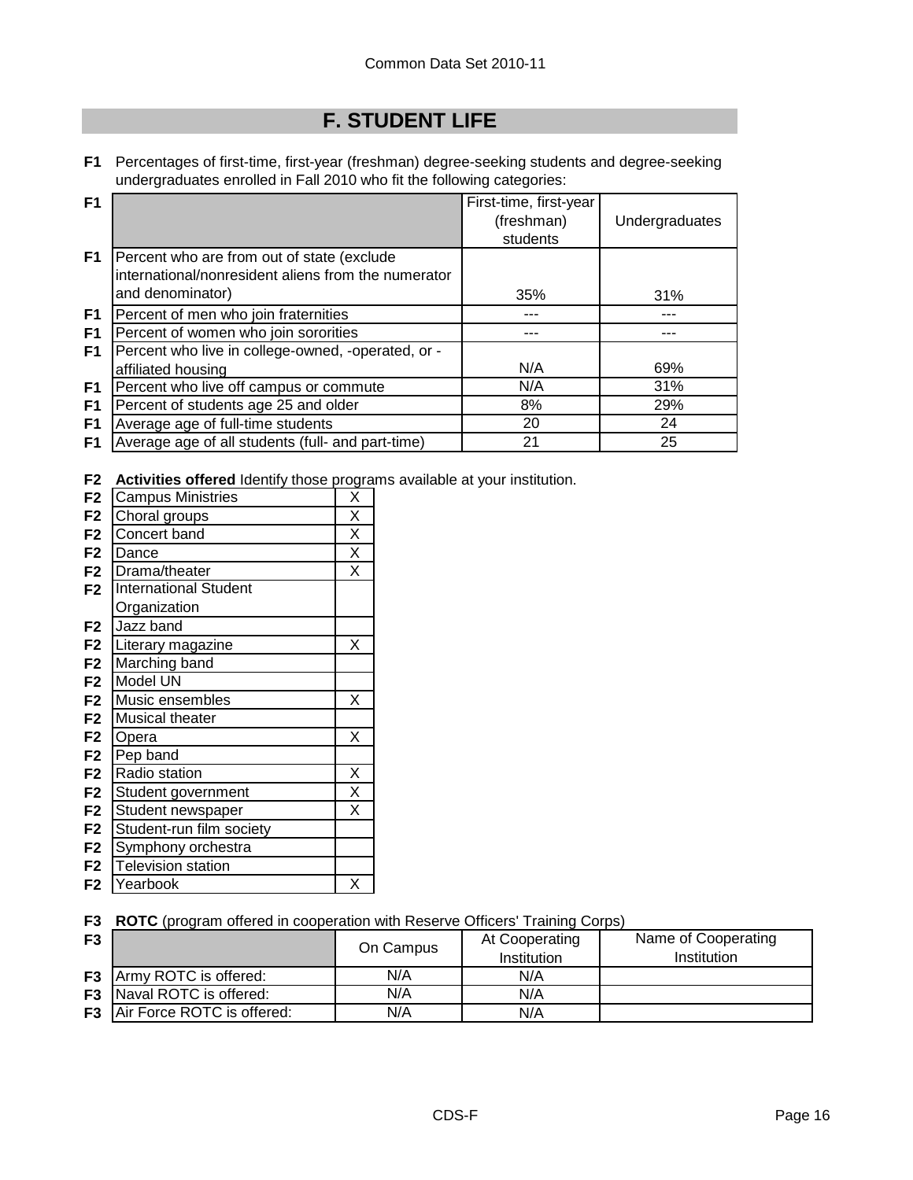## F. STUDENT LIFE

**F1** Percentages of first-time, first-year (freshman) degree-seeking students and degree-seeking undergraduates enrolled in Fall 2010 who fit the following categories:

| | | First-time, first-year (freshman) students | Undergraduates |
|---|---|---|---|
| F1 | Percent who are from out of state (exclude international/nonresident aliens from the numerator and denominator) | 35% | 31% |
| F1 | Percent of men who join fraternities | --- | --- |
| F1 | Percent of women who join sororities | --- | --- |
| F1 | Percent who live in college-owned, -operated, or -affiliated housing | N/A | 69% |
| F1 | Percent who live off campus or commute | N/A | 31% |
| F1 | Percent of students age 25 and older | 8% | 29% |
| F1 | Average age of full-time students | 20 | 24 |
| F1 | Average age of all students (full- and part-time) | 21 | 25 |

**F2** **Activities offered** Identify those programs available at your institution.

| | | |
|---|---|---|
| F2 | Campus Ministries | X |
| F2 | Choral groups | X |
| F2 | Concert band | X |
| F2 | Dance | X |
| F2 | Drama/theater | X |
| F2 | International Student Organization | |
| F2 | Jazz band | |
| F2 | Literary magazine | X |
| F2 | Marching band | |
| F2 | Model UN | |
| F2 | Music ensembles | X |
| F2 | Musical theater | |
| F2 | Opera | X |
| F2 | Pep band | |
| F2 | Radio station | X |
| F2 | Student government | X |
| F2 | Student newspaper | X |
| F2 | Student-run film society | |
| F2 | Symphony orchestra | |
| F2 | Television station | |
| F2 | Yearbook | X |

**F3** **ROTC** (program offered in cooperation with Reserve Officers' Training Corps)

| | | On Campus | At Cooperating Institution | Name of Cooperating Institution |
|---|---|---|---|---|
| F3 | Army ROTC is offered: | N/A | N/A | |
| F3 | Naval ROTC is offered: | N/A | N/A | |
| F3 | Air Force ROTC is offered: | N/A | N/A | |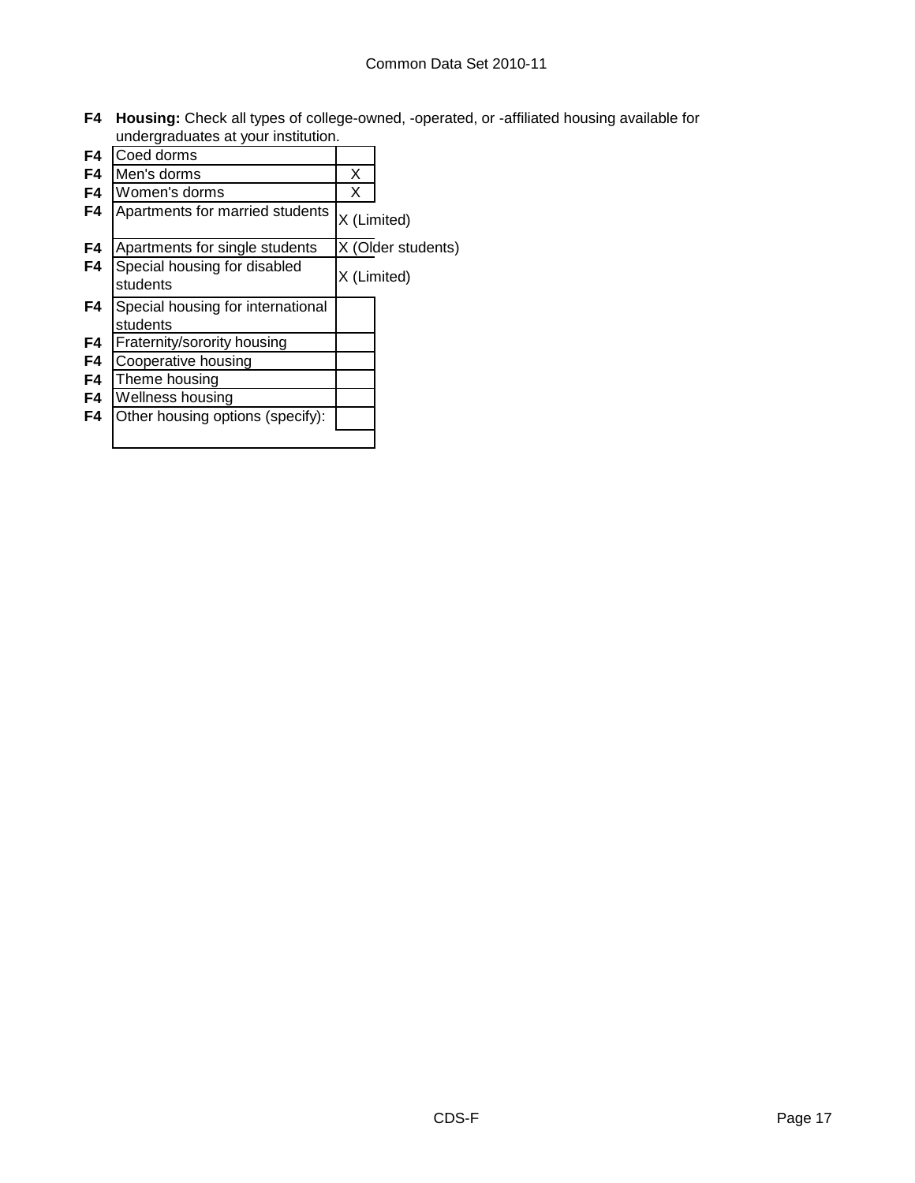**F4 Housing:** Check all types of college-owned, -operated, or -affiliated housing available for undergraduates at your institution.

| | Housing type | |
|---|---|---|
| F4 | Coed dorms | |
| F4 | Men's dorms | X |
| F4 | Women's dorms | X |
| F4 | Apartments for married students | X (Limited) |
| F4 | Apartments for single students | X (Older students) |
| F4 | Special housing for disabled students | X (Limited) |
| F4 | Special housing for international students | |
| F4 | Fraternity/sorority housing | |
| F4 | Cooperative housing | |
| F4 | Theme housing | |
| F4 | Wellness housing | |
| F4 | Other housing options (specify): | |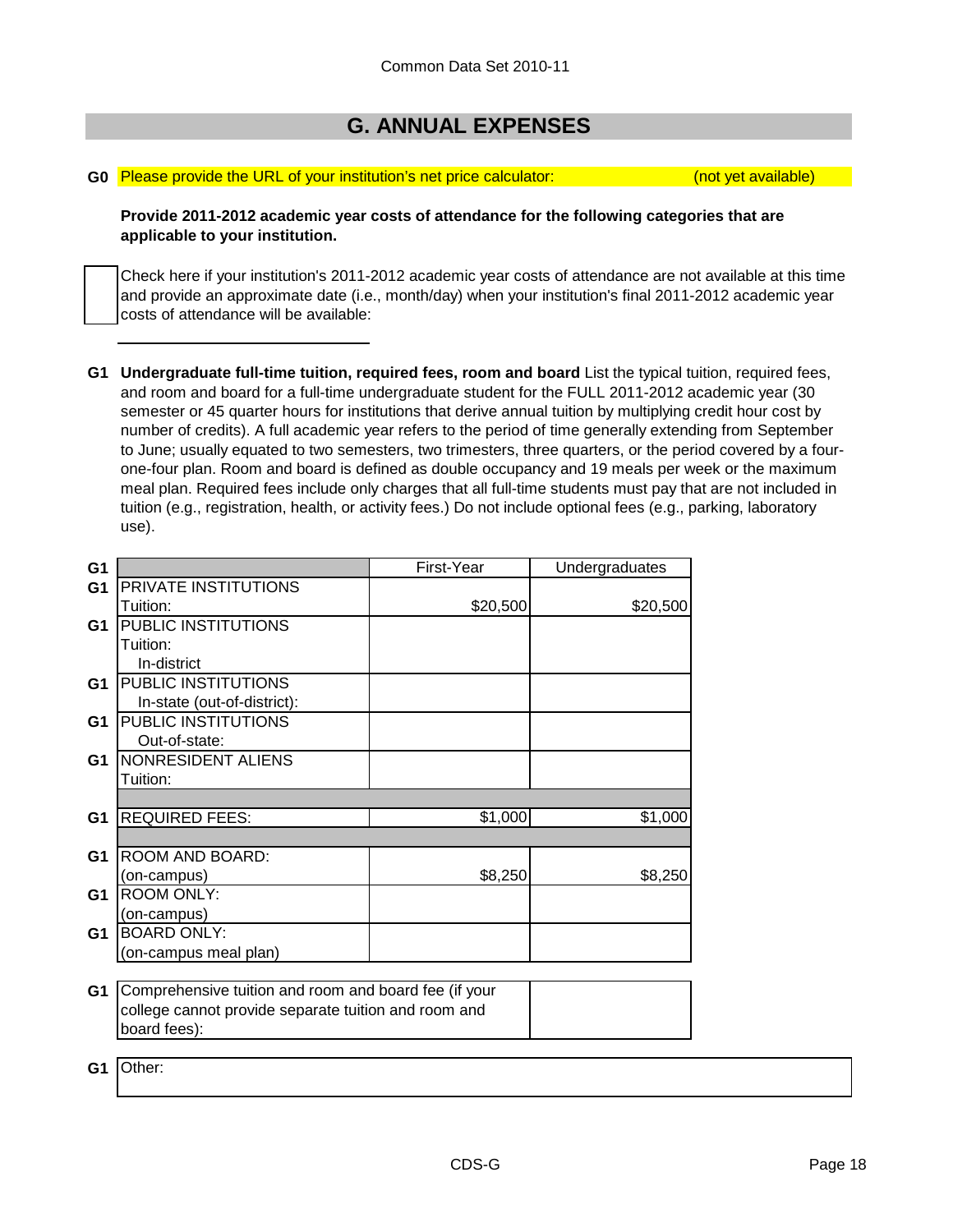Common Data Set 2010-11

## G. ANNUAL EXPENSES

**G0** Please provide the URL of your institution's net price calculator: (not yet available)

**Provide 2011-2012 academic year costs of attendance for the following categories that are applicable to your institution.**

☐ Check here if your institution's 2011-2012 academic year costs of attendance are not available at this time and provide an approximate date (i.e., month/day) when your institution's final 2011-2012 academic year costs of attendance will be available:

______________________

**G1** **Undergraduate full-time tuition, required fees, room and board** List the typical tuition, required fees, and room and board for a full-time undergraduate student for the FULL 2011-2012 academic year (30 semester or 45 quarter hours for institutions that derive annual tuition by multiplying credit hour cost by number of credits). A full academic year refers to the period of time generally extending from September to June; usually equated to two semesters, two trimesters, three quarters, or the period covered by a four-one-four plan. Room and board is defined as double occupancy and 19 meals per week or the maximum meal plan. Required fees include only charges that all full-time students must pay that are not included in tuition (e.g., registration, health, or activity fees.) Do not include optional fees (e.g., parking, laboratory use).

| | | First-Year | Undergraduates |
|---|---|---|---|
| G1 | PRIVATE INSTITUTIONS Tuition: | $20,500 | $20,500 |
| G1 | PUBLIC INSTITUTIONS Tuition: In-district | | |
| G1 | PUBLIC INSTITUTIONS In-state (out-of-district): | | |
| G1 | PUBLIC INSTITUTIONS Out-of-state: | | |
| G1 | NONRESIDENT ALIENS Tuition: | | |
| G1 | REQUIRED FEES: | $1,000 | $1,000 |
| G1 | ROOM AND BOARD: (on-campus) | $8,250 | $8,250 |
| G1 | ROOM ONLY: (on-campus) | | |
| G1 | BOARD ONLY: (on-campus meal plan) | | |

| | | |
|---|---|---|
| G1 | Comprehensive tuition and room and board fee (if your college cannot provide separate tuition and room and board fees): | |

| | |
|---|---|
| G1 | Other: |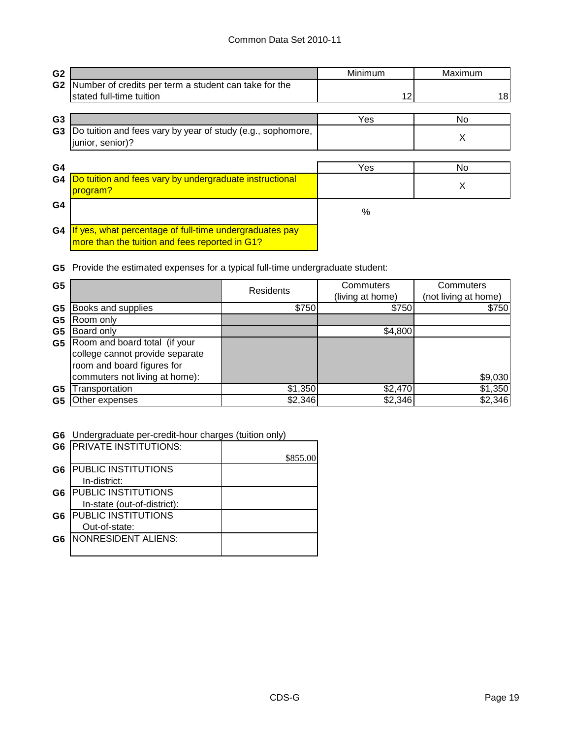| G2 | | Minimum | Maximum |
|---|---|---|---|
| G2 | Number of credits per term a student can take for the stated full-time tuition | 12 | 18 |

| G3 | | Yes | No |
|---|---|---|---|
| G3 | Do tuition and fees vary by year of study (e.g., sophomore, junior, senior)? | | X |

| G4 | | Yes | No |
|---|---|---|---|
| G4 | Do tuition and fees vary by undergraduate instructional program? | | X |
| G4 | | % | |
| G4 | If yes, what percentage of full-time undergraduates pay more than the tuition and fees reported in G1? | | |

**G5** Provide the estimated expenses for a typical full-time undergraduate student:

| G5 | | Residents | Commuters (living at home) | Commuters (not living at home) |
|---|---|---|---|---|
| G5 | Books and supplies | $750 | $750 | $750 |
| G5 | Room only | | | |
| G5 | Board only | | $4,800 | |
| G5 | Room and board total (if your college cannot provide separate room and board figures for commuters not living at home): | | | $9,030 |
| G5 | Transportation | $1,350 | $2,470 | $1,350 |
| G5 | Other expenses | $2,346 | $2,346 | $2,346 |

**G6** Undergraduate per-credit-hour charges (tuition only)

| G6 | | |
|---|---|---|
| G6 | PRIVATE INSTITUTIONS: | $855.00 |
| G6 | PUBLIC INSTITUTIONS In-district: | |
| G6 | PUBLIC INSTITUTIONS In-state (out-of-district): | |
| G6 | PUBLIC INSTITUTIONS Out-of-state: | |
| G6 | NONRESIDENT ALIENS: | |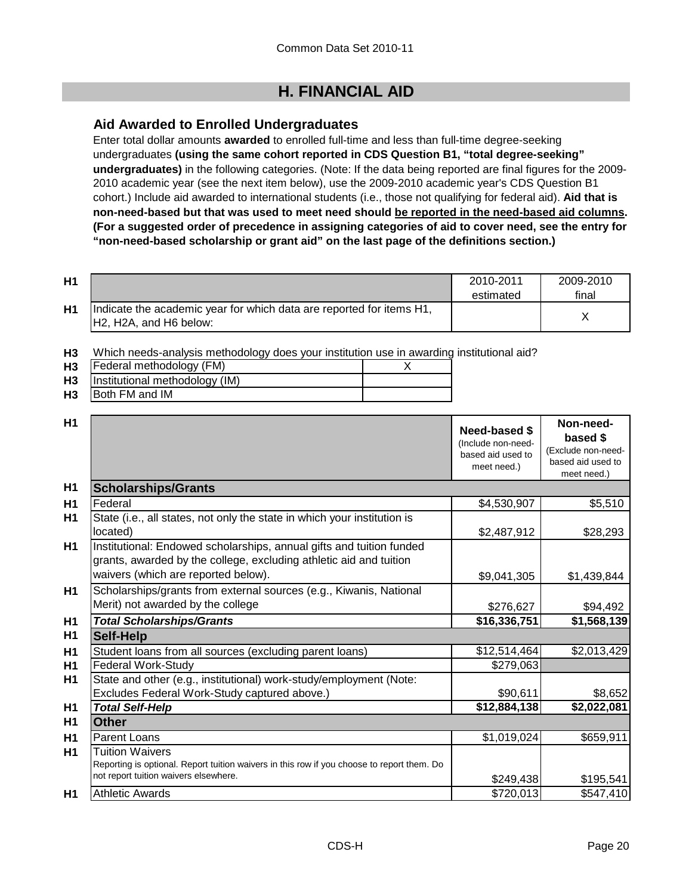# H. FINANCIAL AID

## Aid Awarded to Enrolled Undergraduates

Enter total dollar amounts **awarded** to enrolled full-time and less than full-time degree-seeking undergraduates **(using the same cohort reported in CDS Question B1, "total degree-seeking" undergraduates)** in the following categories. (Note: If the data being reported are final figures for the 2009-2010 academic year (see the next item below), use the 2009-2010 academic year's CDS Question B1 cohort.) Include aid awarded to international students (i.e., those not qualifying for federal aid). **Aid that is non-need-based but that was used to meet need should be reported in the need-based aid columns. (For a suggested order of precedence in assigning categories of aid to cover need, see the entry for "non-need-based scholarship or grant aid" on the last page of the definitions section.)**

| | | 2010-2011 estimated | 2009-2010 final |
|---|---|---|---|
| H1 | Indicate the academic year for which data are reported for items H1, H2, H2A, and H6 below: | | X |

**H3** Which needs-analysis methodology does your institution use in awarding institutional aid?

| | | |
|---|---|---|
| H3 | Federal methodology (FM) | X |
| H3 | Institutional methodology (IM) | |
| H3 | Both FM and IM | |

| | | Need-based $ (Include non-need-based aid used to meet need.) | Non-need-based $ (Exclude non-need-based aid used to meet need.) |
|---|---|---|---|
| H1 | **Scholarships/Grants** | | |
| H1 | Federal | $4,530,907 | $5,510 |
| H1 | State (i.e., all states, not only the state in which your institution is located) | $2,487,912 | $28,293 |
| H1 | Institutional: Endowed scholarships, annual gifts and tuition funded grants, awarded by the college, excluding athletic aid and tuition waivers (which are reported below). | $9,041,305 | $1,439,844 |
| H1 | Scholarships/grants from external sources (e.g., Kiwanis, National Merit) not awarded by the college | $276,627 | $94,492 |
| H1 | ***Total Scholarships/Grants*** | **$16,336,751** | **$1,568,139** |
| H1 | **Self-Help** | | |
| H1 | Student loans from all sources (excluding parent loans) | $12,514,464 | $2,013,429 |
| H1 | Federal Work-Study | $279,063 | |
| H1 | State and other (e.g., institutional) work-study/employment (Note: Excludes Federal Work-Study captured above.) | $90,611 | $8,652 |
| H1 | ***Total Self-Help*** | **$12,884,138** | **$2,022,081** |
| H1 | **Other** | | |
| H1 | Parent Loans | $1,019,024 | $659,911 |
| H1 | Tuition Waivers<br>Reporting is optional. Report tuition waivers in this row if you choose to report them. Do not report tuition waivers elsewhere. | $249,438 | $195,541 |
| H1 | Athletic Awards | $720,013 | $547,410 |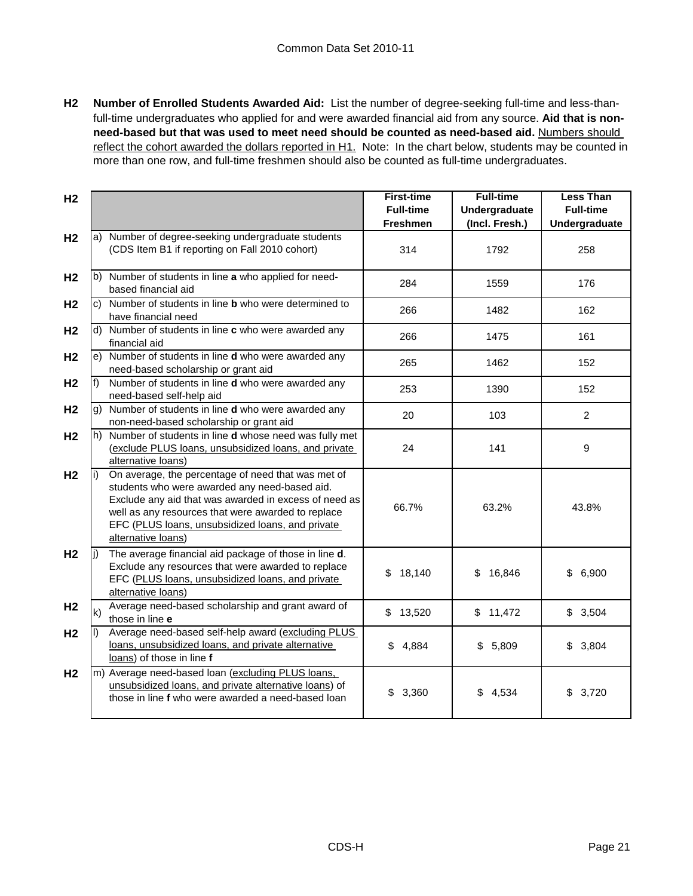**H2 Number of Enrolled Students Awarded Aid:** List the number of degree-seeking full-time and less-than-full-time undergraduates who applied for and were awarded financial aid from any source. **Aid that is non-need-based but that was used to meet need should be counted as need-based aid.** Numbers should reflect the cohort awarded the dollars reported in H1. Note: In the chart below, students may be counted in more than one row, and full-time freshmen should also be counted as full-time undergraduates.

| | | First-time Full-time Freshmen | Full-time Undergraduate (Incl. Fresh.) | Less Than Full-time Undergraduate |
|---|---|---|---|---|
| H2 | a) Number of degree-seeking undergraduate students (CDS Item B1 if reporting on Fall 2010 cohort) | 314 | 1792 | 258 |
| H2 | b) Number of students in line **a** who applied for need-based financial aid | 284 | 1559 | 176 |
| H2 | c) Number of students in line **b** who were determined to have financial need | 266 | 1482 | 162 |
| H2 | d) Number of students in line **c** who were awarded any financial aid | 266 | 1475 | 161 |
| H2 | e) Number of students in line **d** who were awarded any need-based scholarship or grant aid | 265 | 1462 | 152 |
| H2 | f) Number of students in line **d** who were awarded any need-based self-help aid | 253 | 1390 | 152 |
| H2 | g) Number of students in line **d** who were awarded any non-need-based scholarship or grant aid | 20 | 103 | 2 |
| H2 | h) Number of students in line **d** whose need was fully met (exclude PLUS loans, unsubsidized loans, and private alternative loans) | 24 | 141 | 9 |
| H2 | i) On average, the percentage of need that was met of students who were awarded any need-based aid. Exclude any aid that was awarded in excess of need as well as any resources that were awarded to replace EFC (PLUS loans, unsubsidized loans, and private alternative loans) | 66.7% | 63.2% | 43.8% |
| H2 | j) The average financial aid package of those in line **d**. Exclude any resources that were awarded to replace EFC (PLUS loans, unsubsidized loans, and private alternative loans) | $ 18,140 | $ 16,846 | $ 6,900 |
| H2 | k) Average need-based scholarship and grant award of those in line **e** | $ 13,520 | $ 11,472 | $ 3,504 |
| H2 | l) Average need-based self-help award (excluding PLUS loans, unsubsidized loans, and private alternative loans) of those in line **f** | $ 4,884 | $ 5,809 | $ 3,804 |
| H2 | m) Average need-based loan (excluding PLUS loans, unsubsidized loans, and private alternative loans) of those in line **f** who were awarded a need-based loan | $ 3,360 | $ 4,534 | $ 3,720 |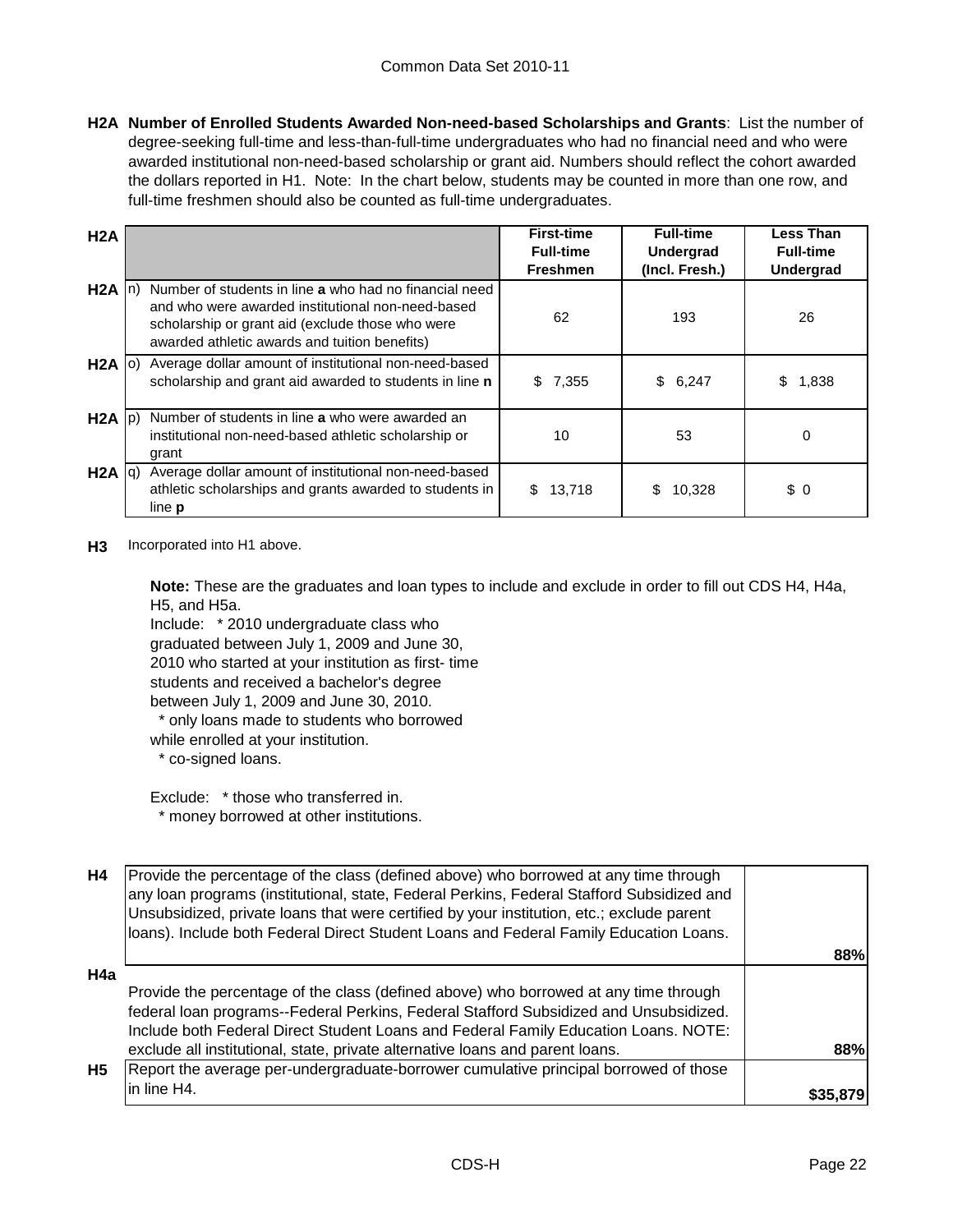**H2A Number of Enrolled Students Awarded Non-need-based Scholarships and Grants**: List the number of degree-seeking full-time and less-than-full-time undergraduates who had no financial need and who were awarded institutional non-need-based scholarship or grant aid. Numbers should reflect the cohort awarded the dollars reported in H1. Note: In the chart below, students may be counted in more than one row, and full-time freshmen should also be counted as full-time undergraduates.

| H2A | | | First-time Full-time Freshmen | Full-time Undergrad (Incl. Fresh.) | Less Than Full-time Undergrad |
|---|---|---|---|---|---|
| H2A | n) | Number of students in line **a** who had no financial need and who were awarded institutional non-need-based scholarship or grant aid (exclude those who were awarded athletic awards and tuition benefits) | 62 | 193 | 26 |
| H2A | o) | Average dollar amount of institutional non-need-based scholarship and grant aid awarded to students in line **n** | $ 7,355 | $ 6,247 | $ 1,838 |
| H2A | p) | Number of students in line **a** who were awarded an institutional non-need-based athletic scholarship or grant | 10 | 53 | 0 |
| H2A | q) | Average dollar amount of institutional non-need-based athletic scholarships and grants awarded to students in line **p** | $ 13,718 | $ 10,328 | $ 0 |

**H3** Incorporated into H1 above.

**Note:** These are the graduates and loan types to include and exclude in order to fill out CDS H4, H4a, H5, and H5a.

Include: * 2010 undergraduate class who graduated between July 1, 2009 and June 30, 2010 who started at your institution as first- time students and received a bachelor's degree between July 1, 2009 and June 30, 2010.
* only loans made to students who borrowed while enrolled at your institution.
* co-signed loans.

Exclude: * those who transferred in.
* money borrowed at other institutions.

| | | |
|---|---|---|
| H4 | Provide the percentage of the class (defined above) who borrowed at any time through any loan programs (institutional, state, Federal Perkins, Federal Stafford Subsidized and Unsubsidized, private loans that were certified by your institution, etc.; exclude parent loans). Include both Federal Direct Student Loans and Federal Family Education Loans. | **88%** |
| H4a | Provide the percentage of the class (defined above) who borrowed at any time through federal loan programs--Federal Perkins, Federal Stafford Subsidized and Unsubsidized. Include both Federal Direct Student Loans and Federal Family Education Loans. NOTE: exclude all institutional, state, private alternative loans and parent loans. | **88%** |
| H5 | Report the average per-undergraduate-borrower cumulative principal borrowed of those in line H4. | **$35,879** |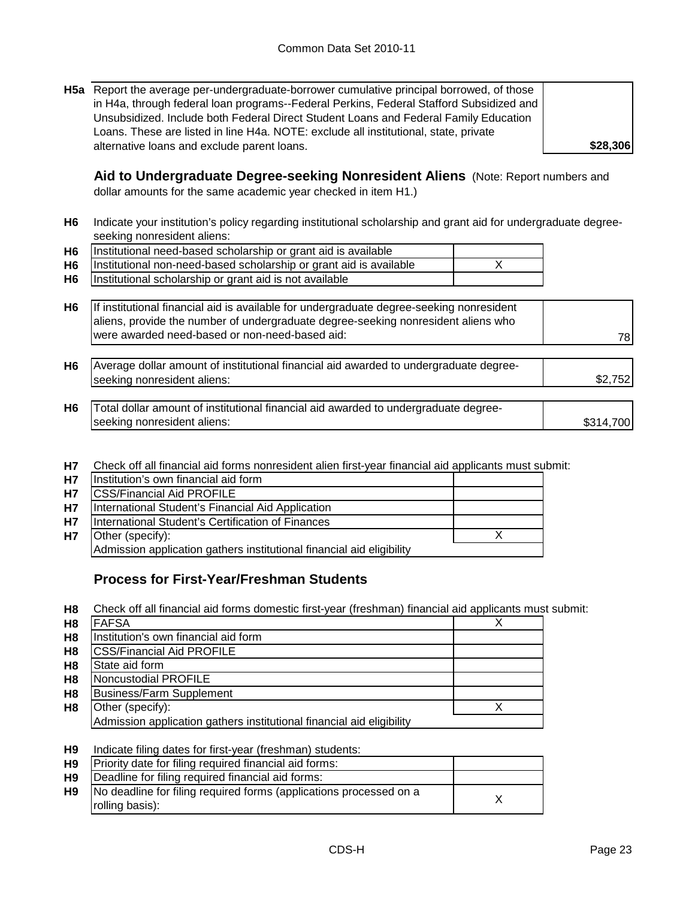| | | |
|---|---|---|
| H5a | Report the average per-undergraduate-borrower cumulative principal borrowed, of those in H4a, through federal loan programs--Federal Perkins, Federal Stafford Subsidized and Unsubsidized. Include both Federal Direct Student Loans and Federal Family Education Loans. These are listed in line H4a. NOTE: exclude all institutional, state, private alternative loans and exclude parent loans. | **$28,306** |

## Aid to Undergraduate Degree-seeking Nonresident Aliens

(Note: Report numbers and dollar amounts for the same academic year checked in item H1.)

**H6** Indicate your institution's policy regarding institutional scholarship and grant aid for undergraduate degree-seeking nonresident aliens:

| | | |
|---|---|---|
| H6 | Institutional need-based scholarship or grant aid is available | |
| H6 | Institutional non-need-based scholarship or grant aid is available | X |
| H6 | Institutional scholarship or grant aid is not available | |

| | | |
|---|---|---|
| H6 | If institutional financial aid is available for undergraduate degree-seeking nonresident aliens, provide the number of undergraduate degree-seeking nonresident aliens who were awarded need-based or non-need-based aid: | 78 |
| H6 | Average dollar amount of institutional financial aid awarded to undergraduate degree-seeking nonresident aliens: | $2,752 |
| H6 | Total dollar amount of institutional financial aid awarded to undergraduate degree-seeking nonresident aliens: | $314,700 |

**H7** Check off all financial aid forms nonresident alien first-year financial aid applicants must submit:

| | | |
|---|---|---|
| H7 | Institution's own financial aid form | |
| H7 | CSS/Financial Aid PROFILE | |
| H7 | International Student's Financial Aid Application | |
| H7 | International Student's Certification of Finances | |
| H7 | Other (specify): | X |
| | Admission application gathers institutional financial aid eligibility | |

## Process for First-Year/Freshman Students

**H8** Check off all financial aid forms domestic first-year (freshman) financial aid applicants must submit:

| | | |
|---|---|---|
| H8 | FAFSA | X |
| H8 | Institution's own financial aid form | |
| H8 | CSS/Financial Aid PROFILE | |
| H8 | State aid form | |
| H8 | Noncustodial PROFILE | |
| H8 | Business/Farm Supplement | |
| H8 | Other (specify): | X |
| | Admission application gathers institutional financial aid eligibility | |

**H9** Indicate filing dates for first-year (freshman) students:

| | | |
|---|---|---|
| H9 | Priority date for filing required financial aid forms: | |
| H9 | Deadline for filing required financial aid forms: | |
| H9 | No deadline for filing required forms (applications processed on a rolling basis): | X |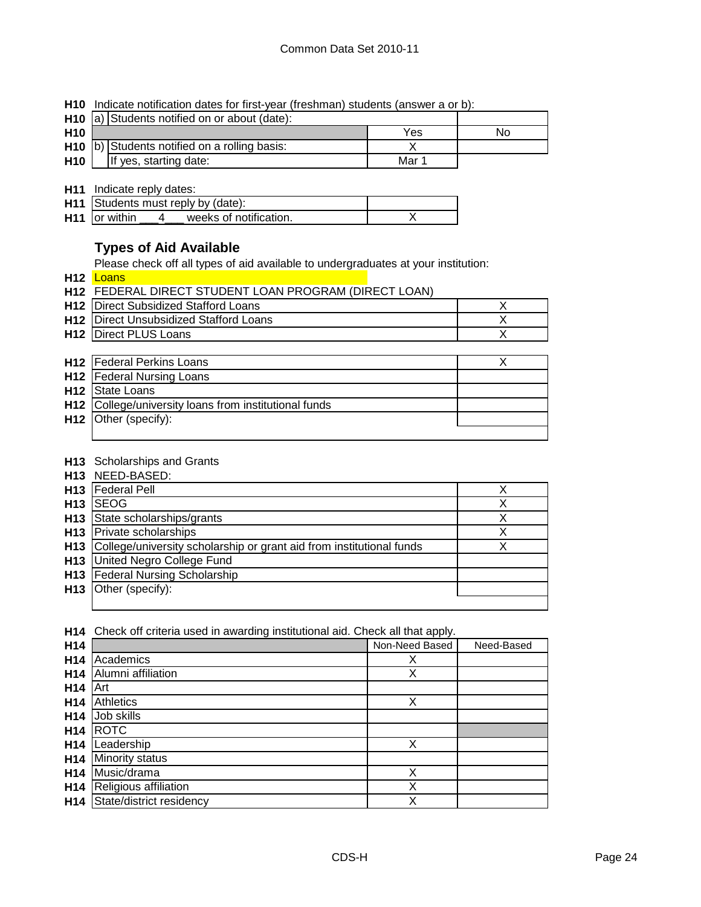**H10** Indicate notification dates for first-year (freshman) students (answer a or b):

| | | | |
|---|---|---|---|
| H10 | a) Students notified on or about (date): | | |
| H10 | | Yes | No |
| H10 | b) Students notified on a rolling basis: | X | |
| H10 | If yes, starting date: | Mar 1 | |

**H11** Indicate reply dates:

| | | |
|---|---|---|
| H11 | Students must reply by (date): | |
| H11 | or within ___4___ weeks of notification. | X |

## Types of Aid Available

Please check off all types of aid available to undergraduates at your institution:

**H12** Loans

**H12** FEDERAL DIRECT STUDENT LOAN PROGRAM (DIRECT LOAN)

| | | |
|---|---|---|
| H12 | Direct Subsidized Stafford Loans | X |
| H12 | Direct Unsubsidized Stafford Loans | X |
| H12 | Direct PLUS Loans | X |

| | | |
|---|---|---|
| H12 | Federal Perkins Loans | X |
| H12 | Federal Nursing Loans | |
| H12 | State Loans | |
| H12 | College/university loans from institutional funds | |
| H12 | Other (specify): | |

**H13** Scholarships and Grants

**H13** NEED-BASED:

| | | |
|---|---|---|
| H13 | Federal Pell | X |
| H13 | SEOG | X |
| H13 | State scholarships/grants | X |
| H13 | Private scholarships | X |
| H13 | College/university scholarship or grant aid from institutional funds | X |
| H13 | United Negro College Fund | |
| H13 | Federal Nursing Scholarship | |
| H13 | Other (specify): | |

**H14** Check off criteria used in awarding institutional aid. Check all that apply.

| | | Non-Need Based | Need-Based |
|---|---|---|---|
| H14 | Academics | X | |
| H14 | Alumni affiliation | X | |
| H14 | Art | | |
| H14 | Athletics | X | |
| H14 | Job skills | | |
| H14 | ROTC | | |
| H14 | Leadership | X | |
| H14 | Minority status | | |
| H14 | Music/drama | X | |
| H14 | Religious affiliation | X | |
| H14 | State/district residency | X | |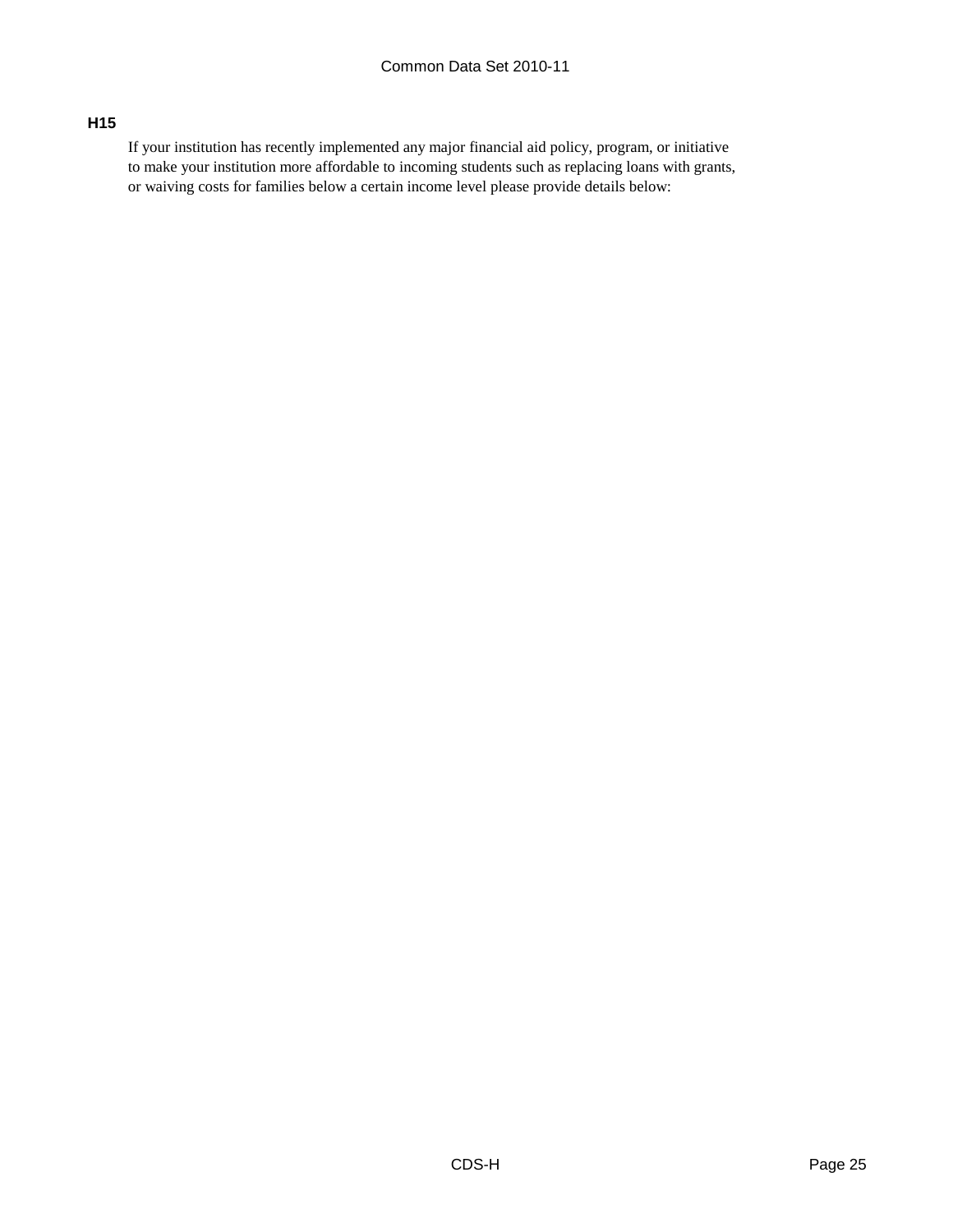### H15

If your institution has recently implemented any major financial aid policy, program, or initiative to make your institution more affordable to incoming students such as replacing loans with grants, or waiving costs for families below a certain income level please provide details below: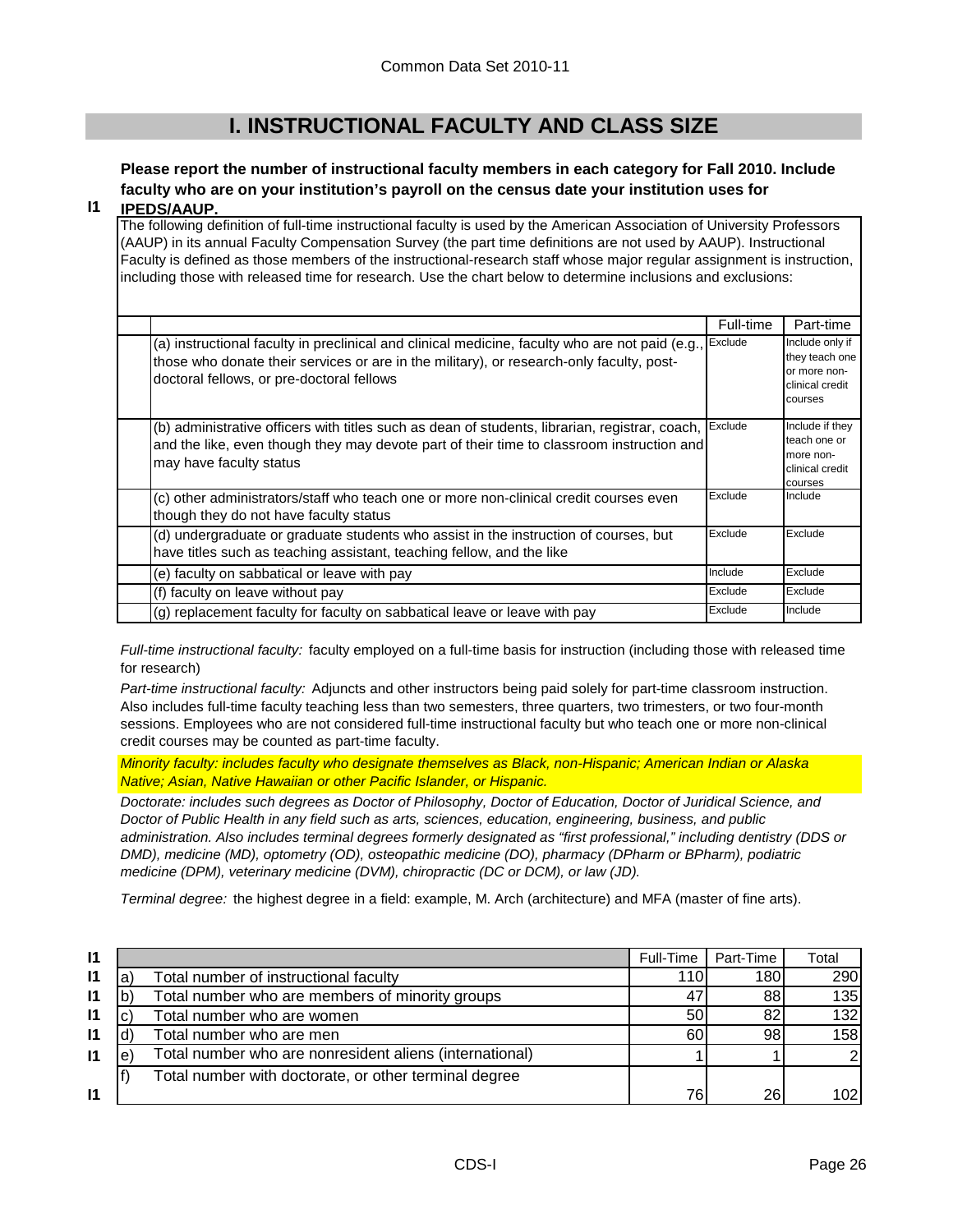# I. INSTRUCTIONAL FACULTY AND CLASS SIZE

**I1** **Please report the number of instructional faculty members in each category for Fall 2010. Include faculty who are on your institution's payroll on the census date your institution uses for IPEDS/AAUP.**

The following definition of full-time instructional faculty is used by the American Association of University Professors (AAUP) in its annual Faculty Compensation Survey (the part time definitions are not used by AAUP). Instructional Faculty is defined as those members of the instructional-research staff whose major regular assignment is instruction, including those with released time for research. Use the chart below to determine inclusions and exclusions:

| | Full-time | Part-time |
|---|---|---|
| (a) instructional faculty in preclinical and clinical medicine, faculty who are not paid (e.g., those who donate their services or are in the military), or research-only faculty, post-doctoral fellows, or pre-doctoral fellows | Exclude | Include only if they teach one or more non-clinical credit courses |
| (b) administrative officers with titles such as dean of students, librarian, registrar, coach, and the like, even though they may devote part of their time to classroom instruction and may have faculty status | Exclude | Include if they teach one or more non-clinical credit courses |
| (c) other administrators/staff who teach one or more non-clinical credit courses even though they do not have faculty status | Exclude | Include |
| (d) undergraduate or graduate students who assist in the instruction of courses, but have titles such as teaching assistant, teaching fellow, and the like | Exclude | Exclude |
| (e) faculty on sabbatical or leave with pay | Include | Exclude |
| (f) faculty on leave without pay | Exclude | Exclude |
| (g) replacement faculty for faculty on sabbatical leave or leave with pay | Exclude | Include |

*Full-time instructional faculty:* faculty employed on a full-time basis for instruction (including those with released time for research)

*Part-time instructional faculty:* Adjuncts and other instructors being paid solely for part-time classroom instruction. Also includes full-time faculty teaching less than two semesters, three quarters, two trimesters, or two four-month sessions. Employees who are not considered full-time instructional faculty but who teach one or more non-clinical credit courses may be counted as part-time faculty.

*Minority faculty: includes faculty who designate themselves as Black, non-Hispanic; American Indian or Alaska Native; Asian, Native Hawaiian or other Pacific Islander, or Hispanic.*

*Doctorate: includes such degrees as Doctor of Philosophy, Doctor of Education, Doctor of Juridical Science, and Doctor of Public Health in any field such as arts, sciences, education, engineering, business, and public administration. Also includes terminal degrees formerly designated as "first professional," including dentistry (DDS or DMD), medicine (MD), optometry (OD), osteopathic medicine (DO), pharmacy (DPharm or BPharm), podiatric medicine (DPM), veterinary medicine (DVM), chiropractic (DC or DCM), or law (JD).*

*Terminal degree:* the highest degree in a field: example, M. Arch (architecture) and MFA (master of fine arts).

| | | | Full-Time | Part-Time | Total |
|---|---|---|---|---|---|
| I1 | a) | Total number of instructional faculty | 110 | 180 | 290 |
| I1 | b) | Total number who are members of minority groups | 47 | 88 | 135 |
| I1 | c) | Total number who are women | 50 | 82 | 132 |
| I1 | d) | Total number who are men | 60 | 98 | 158 |
| I1 | e) | Total number who are nonresident aliens (international) | 1 | 1 | 2 |
| I1 | f) | Total number with doctorate, or other terminal degree | 76 | 26 | 102 |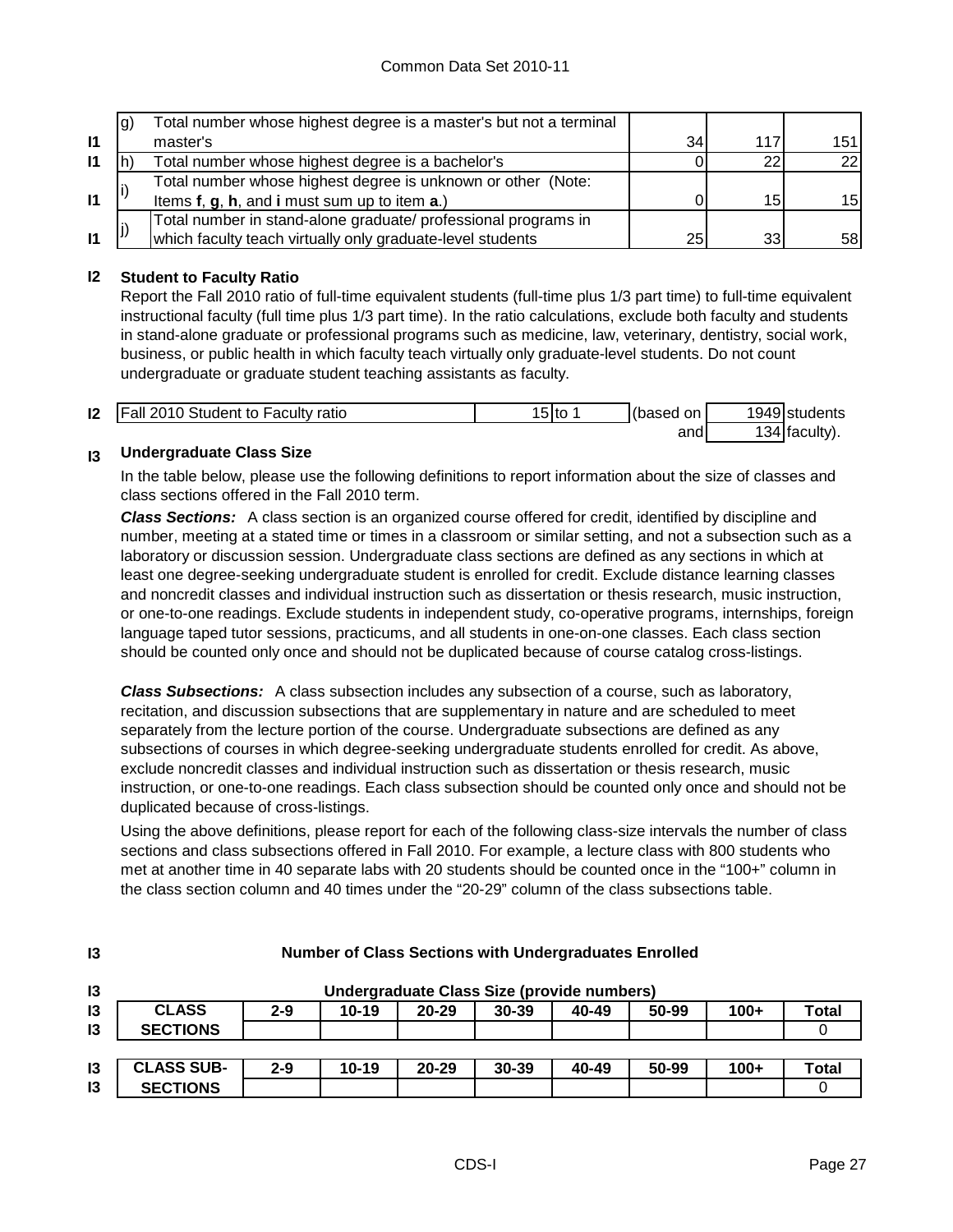| | | | | | |
|---|---|---|---|---|---|
| I1 | g) | Total number whose highest degree is a master's but not a terminal master's | 34 | 117 | 151 |
| I1 | h) | Total number whose highest degree is a bachelor's | 0 | 22 | 22 |
| I1 | i) | Total number whose highest degree is unknown or other (Note: Items **f**, **g**, **h**, and **i** must sum up to item **a**.) | 0 | 15 | 15 |
| I1 | j) | Total number in stand-alone graduate/ professional programs in which faculty teach virtually only graduate-level students | 25 | 33 | 58 |

**I2 Student to Faculty Ratio**

Report the Fall 2010 ratio of full-time equivalent students (full-time plus 1/3 part time) to full-time equivalent instructional faculty (full time plus 1/3 part time). In the ratio calculations, exclude both faculty and students in stand-alone graduate or professional programs such as medicine, law, veterinary, dentistry, social work, business, or public health in which faculty teach virtually only graduate-level students. Do not count undergraduate or graduate student teaching assistants as faculty.

| | | | | | |
|---|---|---|---|---|---|
| I2 | Fall 2010 Student to Faculty ratio | 15 to 1 | (based on | 1949 | students |
| | | | and | 134 | faculty). |

**I3 Undergraduate Class Size**

In the table below, please use the following definitions to report information about the size of classes and class sections offered in the Fall 2010 term.

***Class Sections:*** A class section is an organized course offered for credit, identified by discipline and number, meeting at a stated time or times in a classroom or similar setting, and not a subsection such as a laboratory or discussion session. Undergraduate class sections are defined as any sections in which at least one degree-seeking undergraduate student is enrolled for credit. Exclude distance learning classes and noncredit classes and individual instruction such as dissertation or thesis research, music instruction, or one-to-one readings. Exclude students in independent study, co-operative programs, internships, foreign language taped tutor sessions, practicums, and all students in one-on-one classes. Each class section should be counted only once and should not be duplicated because of course catalog cross-listings.

***Class Subsections:*** A class subsection includes any subsection of a course, such as laboratory, recitation, and discussion subsections that are supplementary in nature and are scheduled to meet separately from the lecture portion of the course. Undergraduate subsections are defined as any subsections of courses in which degree-seeking undergraduate students enrolled for credit. As above, exclude noncredit classes and individual instruction such as dissertation or thesis research, music instruction, or one-to-one readings. Each class subsection should be counted only once and should not be duplicated because of cross-listings.

Using the above definitions, please report for each of the following class-size intervals the number of class sections and class subsections offered in Fall 2010. For example, a lecture class with 800 students who met at another time in 40 separate labs with 20 students should be counted once in the "100+" column in the class section column and 40 times under the "20-29" column of the class subsections table.

**I3 Number of Class Sections with Undergraduates Enrolled**

**Undergraduate Class Size (provide numbers)**

| CLASS SECTIONS | 2-9 | 10-19 | 20-29 | 30-39 | 40-49 | 50-99 | 100+ | Total |
|---|---|---|---|---|---|---|---|---|
| | | | | | | | | 0 |

| CLASS SUB-SECTIONS | 2-9 | 10-19 | 20-29 | 30-39 | 40-49 | 50-99 | 100+ | Total |
|---|---|---|---|---|---|---|---|---|
| | | | | | | | | 0 |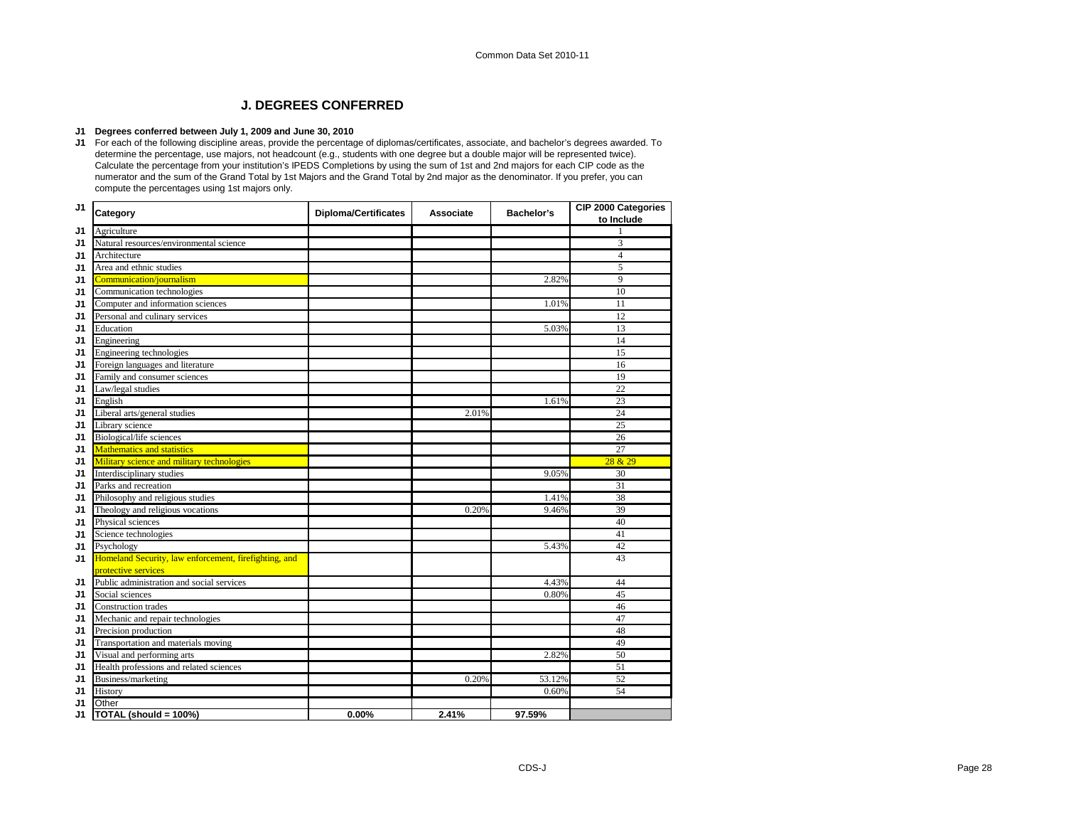## J. DEGREES CONFERRED

**J1 Degrees conferred between July 1, 2009 and June 30, 2010**

J1 For each of the following discipline areas, provide the percentage of diplomas/certificates, associate, and bachelor's degrees awarded. To determine the percentage, use majors, not headcount (e.g., students with one degree but a double major will be represented twice). Calculate the percentage from your institution's IPEDS Completions by using the sum of 1st and 2nd majors for each CIP code as the numerator and the sum of the Grand Total by 1st Majors and the Grand Total by 2nd major as the denominator. If you prefer, you can compute the percentages using 1st majors only.

| | Category | Diploma/Certificates | Associate | Bachelor's | CIP 2000 Categories to Include |
|---|---|---|---|---|---|
| J1 | Agriculture | | | | 1 |
| J1 | Natural resources/environmental science | | | | 3 |
| J1 | Architecture | | | | 4 |
| J1 | Area and ethnic studies | | | | 5 |
| J1 | Communication/journalism | | | 2.82% | 9 |
| J1 | Communication technologies | | | | 10 |
| J1 | Computer and information sciences | | | 1.01% | 11 |
| J1 | Personal and culinary services | | | | 12 |
| J1 | Education | | | 5.03% | 13 |
| J1 | Engineering | | | | 14 |
| J1 | Engineering technologies | | | | 15 |
| J1 | Foreign languages and literature | | | | 16 |
| J1 | Family and consumer sciences | | | | 19 |
| J1 | Law/legal studies | | | | 22 |
| J1 | English | | | 1.61% | 23 |
| J1 | Liberal arts/general studies | | 2.01% | | 24 |
| J1 | Library science | | | | 25 |
| J1 | Biological/life sciences | | | | 26 |
| J1 | Mathematics and statistics | | | | 27 |
| J1 | Military science and military technologies | | | | 28 & 29 |
| J1 | Interdisciplinary studies | | | 9.05% | 30 |
| J1 | Parks and recreation | | | | 31 |
| J1 | Philosophy and religious studies | | | 1.41% | 38 |
| J1 | Theology and religious vocations | | 0.20% | 9.46% | 39 |
| J1 | Physical sciences | | | | 40 |
| J1 | Science technologies | | | | 41 |
| J1 | Psychology | | | 5.43% | 42 |
| J1 | Homeland Security, law enforcement, firefighting, and protective services | | | | 43 |
| J1 | Public administration and social services | | | 4.43% | 44 |
| J1 | Social sciences | | | 0.80% | 45 |
| J1 | Construction trades | | | | 46 |
| J1 | Mechanic and repair technologies | | | | 47 |
| J1 | Precision production | | | | 48 |
| J1 | Transportation and materials moving | | | | 49 |
| J1 | Visual and performing arts | | | 2.82% | 50 |
| J1 | Health professions and related sciences | | | | 51 |
| J1 | Business/marketing | | 0.20% | 53.12% | 52 |
| J1 | History | | | 0.60% | 54 |
| J1 | Other | | | | |
| J1 | **TOTAL (should = 100%)** | **0.00%** | **2.41%** | **97.59%** | |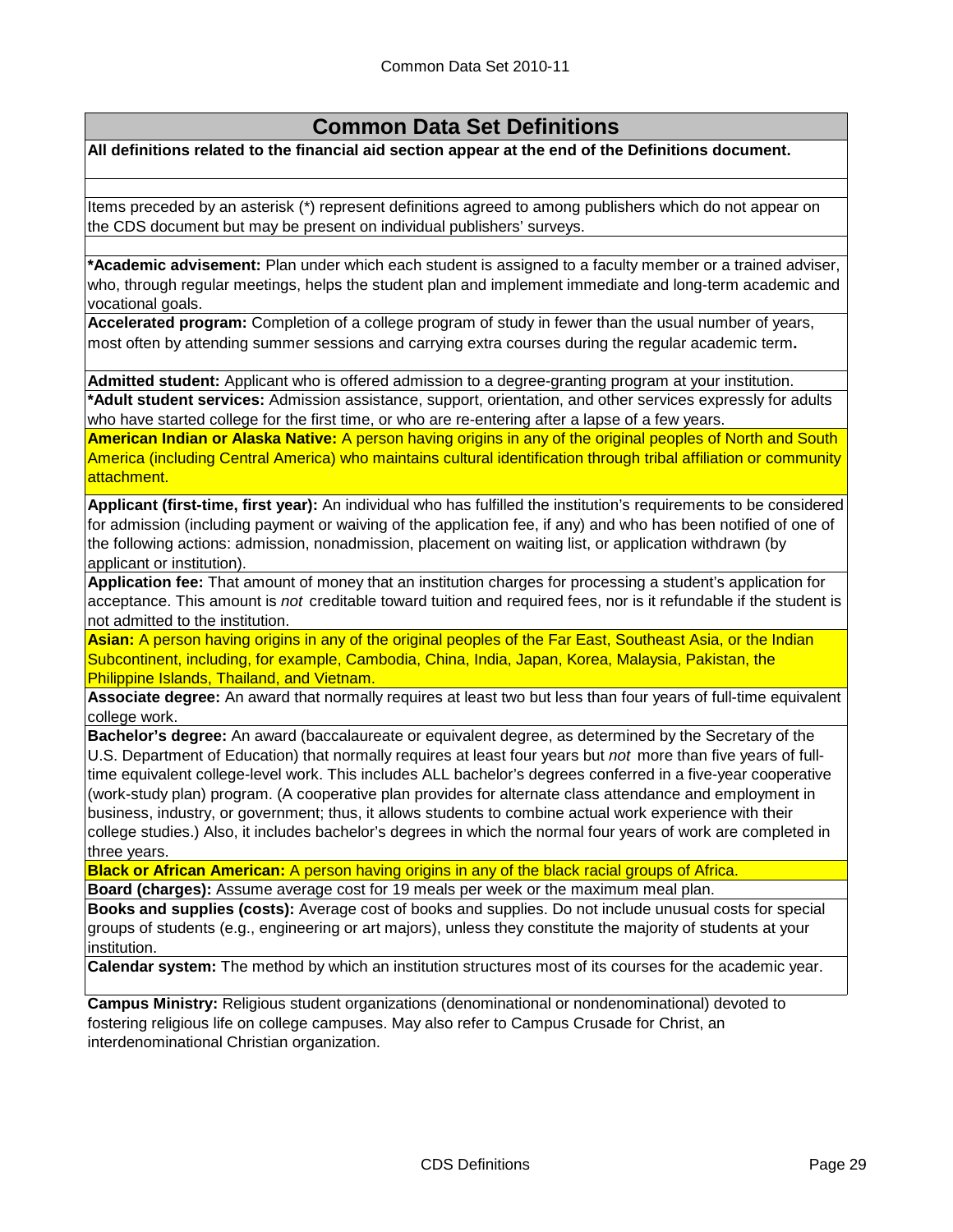## Common Data Set Definitions

**All definitions related to the financial aid section appear at the end of the Definitions document.**

Items preceded by an asterisk (*) represent definitions agreed to among publishers which do not appear on the CDS document but may be present on individual publishers' surveys.

**\*Academic advisement:** Plan under which each student is assigned to a faculty member or a trained adviser, who, through regular meetings, helps the student plan and implement immediate and long-term academic and vocational goals.

**Accelerated program:** Completion of a college program of study in fewer than the usual number of years, most often by attending summer sessions and carrying extra courses during the regular academic term**.**

**Admitted student:** Applicant who is offered admission to a degree-granting program at your institution.

**\*Adult student services:** Admission assistance, support, orientation, and other services expressly for adults who have started college for the first time, or who are re-entering after a lapse of a few years.

**American Indian or Alaska Native:** A person having origins in any of the original peoples of North and South America (including Central America) who maintains cultural identification through tribal affiliation or community attachment.

**Applicant (first-time, first year):** An individual who has fulfilled the institution's requirements to be considered for admission (including payment or waiving of the application fee, if any) and who has been notified of one of the following actions: admission, nonadmission, placement on waiting list, or application withdrawn (by applicant or institution).

**Application fee:** That amount of money that an institution charges for processing a student's application for acceptance. This amount is *not* creditable toward tuition and required fees, nor is it refundable if the student is not admitted to the institution.

**Asian:** A person having origins in any of the original peoples of the Far East, Southeast Asia, or the Indian Subcontinent, including, for example, Cambodia, China, India, Japan, Korea, Malaysia, Pakistan, the Philippine Islands, Thailand, and Vietnam.

**Associate degree:** An award that normally requires at least two but less than four years of full-time equivalent college work.

**Bachelor's degree:** An award (baccalaureate or equivalent degree, as determined by the Secretary of the U.S. Department of Education) that normally requires at least four years but *not* more than five years of full-time equivalent college-level work. This includes ALL bachelor's degrees conferred in a five-year cooperative (work-study plan) program. (A cooperative plan provides for alternate class attendance and employment in business, industry, or government; thus, it allows students to combine actual work experience with their college studies.) Also, it includes bachelor's degrees in which the normal four years of work are completed in three years.

**Black or African American:** A person having origins in any of the black racial groups of Africa.

**Board (charges):** Assume average cost for 19 meals per week or the maximum meal plan.

**Books and supplies (costs):** Average cost of books and supplies. Do not include unusual costs for special groups of students (e.g., engineering or art majors), unless they constitute the majority of students at your institution.

**Calendar system:** The method by which an institution structures most of its courses for the academic year.

**Campus Ministry:** Religious student organizations (denominational or nondenominational) devoted to fostering religious life on college campuses. May also refer to Campus Crusade for Christ, an interdenominational Christian organization.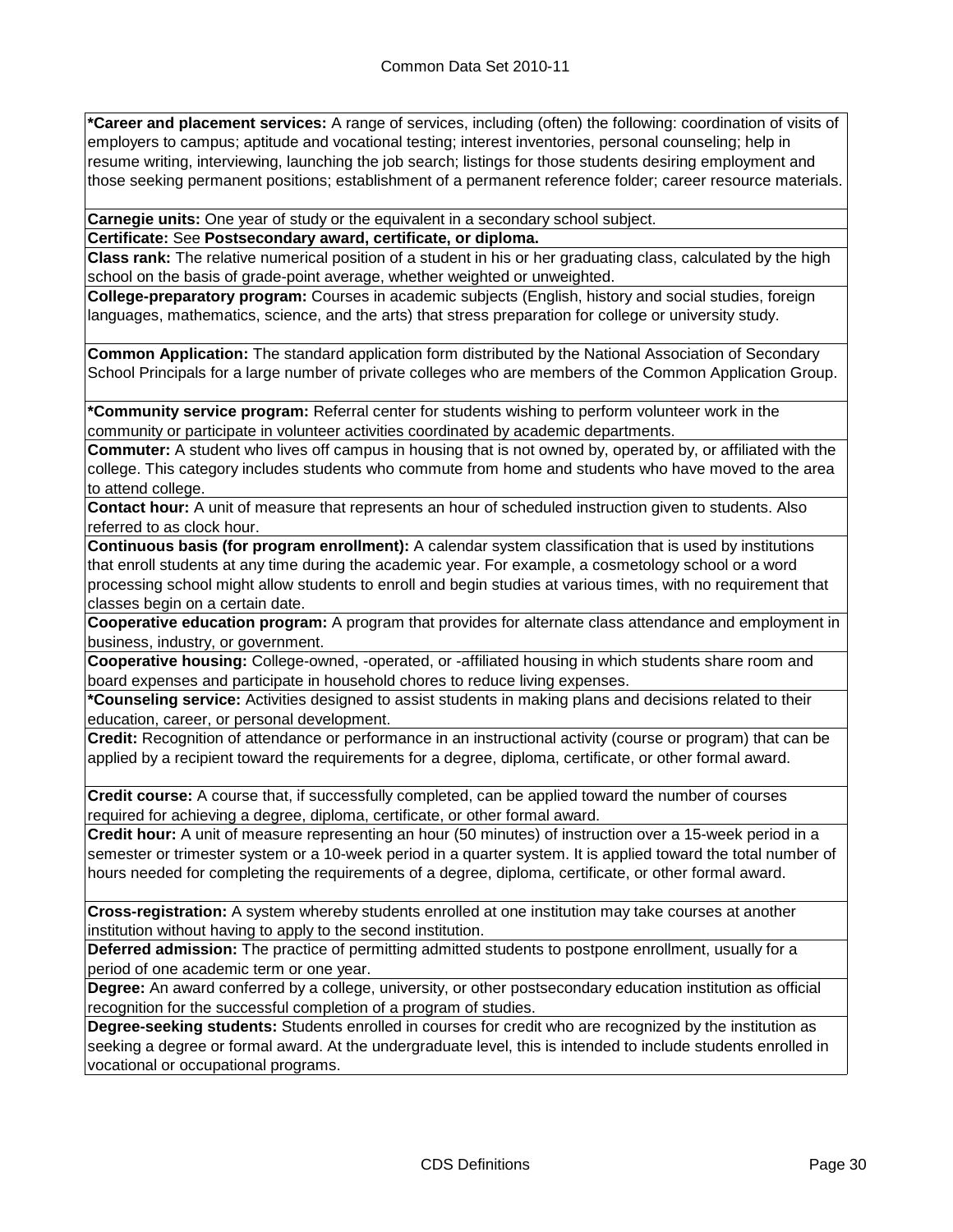**\*Career and placement services:** A range of services, including (often) the following: coordination of visits of employers to campus; aptitude and vocational testing; interest inventories, personal counseling; help in resume writing, interviewing, launching the job search; listings for those students desiring employment and those seeking permanent positions; establishment of a permanent reference folder; career resource materials.

**Carnegie units:** One year of study or the equivalent in a secondary school subject.

**Certificate:** See **Postsecondary award, certificate, or diploma.**

**Class rank:** The relative numerical position of a student in his or her graduating class, calculated by the high school on the basis of grade-point average, whether weighted or unweighted.

**College-preparatory program:** Courses in academic subjects (English, history and social studies, foreign languages, mathematics, science, and the arts) that stress preparation for college or university study.

**Common Application:** The standard application form distributed by the National Association of Secondary School Principals for a large number of private colleges who are members of the Common Application Group.

**\*Community service program:** Referral center for students wishing to perform volunteer work in the community or participate in volunteer activities coordinated by academic departments.

**Commuter:** A student who lives off campus in housing that is not owned by, operated by, or affiliated with the college. This category includes students who commute from home and students who have moved to the area to attend college.

**Contact hour:** A unit of measure that represents an hour of scheduled instruction given to students. Also referred to as clock hour.

**Continuous basis (for program enrollment):** A calendar system classification that is used by institutions that enroll students at any time during the academic year. For example, a cosmetology school or a word processing school might allow students to enroll and begin studies at various times, with no requirement that classes begin on a certain date.

**Cooperative education program:** A program that provides for alternate class attendance and employment in business, industry, or government.

**Cooperative housing:** College-owned, -operated, or -affiliated housing in which students share room and board expenses and participate in household chores to reduce living expenses.

**\*Counseling service:** Activities designed to assist students in making plans and decisions related to their education, career, or personal development.

**Credit:** Recognition of attendance or performance in an instructional activity (course or program) that can be applied by a recipient toward the requirements for a degree, diploma, certificate, or other formal award.

**Credit course:** A course that, if successfully completed, can be applied toward the number of courses required for achieving a degree, diploma, certificate, or other formal award.

**Credit hour:** A unit of measure representing an hour (50 minutes) of instruction over a 15-week period in a semester or trimester system or a 10-week period in a quarter system. It is applied toward the total number of hours needed for completing the requirements of a degree, diploma, certificate, or other formal award.

**Cross-registration:** A system whereby students enrolled at one institution may take courses at another institution without having to apply to the second institution.

**Deferred admission:** The practice of permitting admitted students to postpone enrollment, usually for a period of one academic term or one year.

**Degree:** An award conferred by a college, university, or other postsecondary education institution as official recognition for the successful completion of a program of studies.

**Degree-seeking students:** Students enrolled in courses for credit who are recognized by the institution as seeking a degree or formal award. At the undergraduate level, this is intended to include students enrolled in vocational or occupational programs.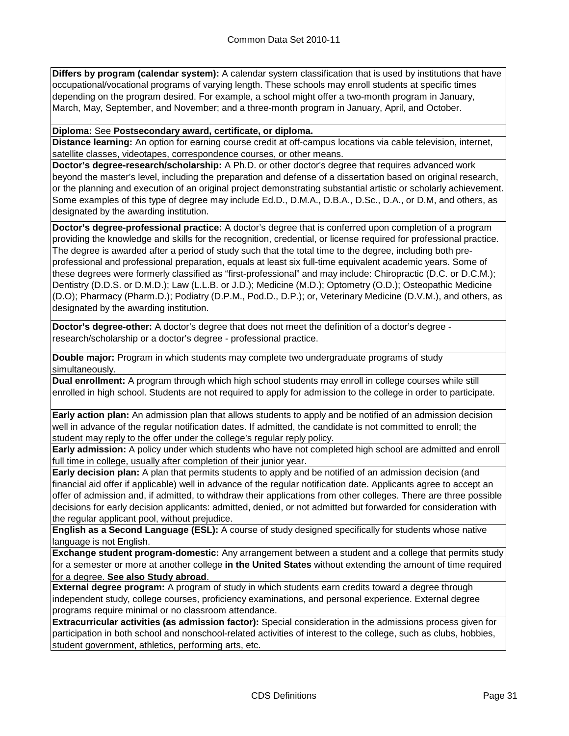**Differs by program (calendar system):** A calendar system classification that is used by institutions that have occupational/vocational programs of varying length. These schools may enroll students at specific times depending on the program desired. For example, a school might offer a two-month program in January, March, May, September, and November; and a three-month program in January, April, and October.

**Diploma:** See **Postsecondary award, certificate, or diploma.**

**Distance learning:** An option for earning course credit at off-campus locations via cable television, internet, satellite classes, videotapes, correspondence courses, or other means.

**Doctor's degree-research/scholarship:** A Ph.D. or other doctor's degree that requires advanced work beyond the master's level, including the preparation and defense of a dissertation based on original research, or the planning and execution of an original project demonstrating substantial artistic or scholarly achievement. Some examples of this type of degree may include Ed.D., D.M.A., D.B.A., D.Sc., D.A., or D.M, and others, as designated by the awarding institution.

**Doctor's degree-professional practice:** A doctor's degree that is conferred upon completion of a program providing the knowledge and skills for the recognition, credential, or license required for professional practice. The degree is awarded after a period of study such that the total time to the degree, including both pre-professional and professional preparation, equals at least six full-time equivalent academic years. Some of these degrees were formerly classified as "first-professional" and may include: Chiropractic (D.C. or D.C.M.); Dentistry (D.D.S. or D.M.D.); Law (L.L.B. or J.D.); Medicine (M.D.); Optometry (O.D.); Osteopathic Medicine (D.O); Pharmacy (Pharm.D.); Podiatry (D.P.M., Pod.D., D.P.); or, Veterinary Medicine (D.V.M.), and others, as designated by the awarding institution.

**Doctor's degree-other:** A doctor's degree that does not meet the definition of a doctor's degree - research/scholarship or a doctor's degree - professional practice.

**Double major:** Program in which students may complete two undergraduate programs of study simultaneously.

**Dual enrollment:** A program through which high school students may enroll in college courses while still enrolled in high school. Students are not required to apply for admission to the college in order to participate.

**Early action plan:** An admission plan that allows students to apply and be notified of an admission decision well in advance of the regular notification dates. If admitted, the candidate is not committed to enroll; the student may reply to the offer under the college's regular reply policy.

**Early admission:** A policy under which students who have not completed high school are admitted and enroll full time in college, usually after completion of their junior year.

**Early decision plan:** A plan that permits students to apply and be notified of an admission decision (and financial aid offer if applicable) well in advance of the regular notification date. Applicants agree to accept an offer of admission and, if admitted, to withdraw their applications from other colleges. There are three possible decisions for early decision applicants: admitted, denied, or not admitted but forwarded for consideration with the regular applicant pool, without prejudice.

**English as a Second Language (ESL):** A course of study designed specifically for students whose native language is not English.

**Exchange student program-domestic:** Any arrangement between a student and a college that permits study for a semester or more at another college **in the United States** without extending the amount of time required for a degree. **See also Study abroad**.

**External degree program:** A program of study in which students earn credits toward a degree through independent study, college courses, proficiency examinations, and personal experience. External degree programs require minimal or no classroom attendance.

**Extracurricular activities (as admission factor):** Special consideration in the admissions process given for participation in both school and nonschool-related activities of interest to the college, such as clubs, hobbies, student government, athletics, performing arts, etc.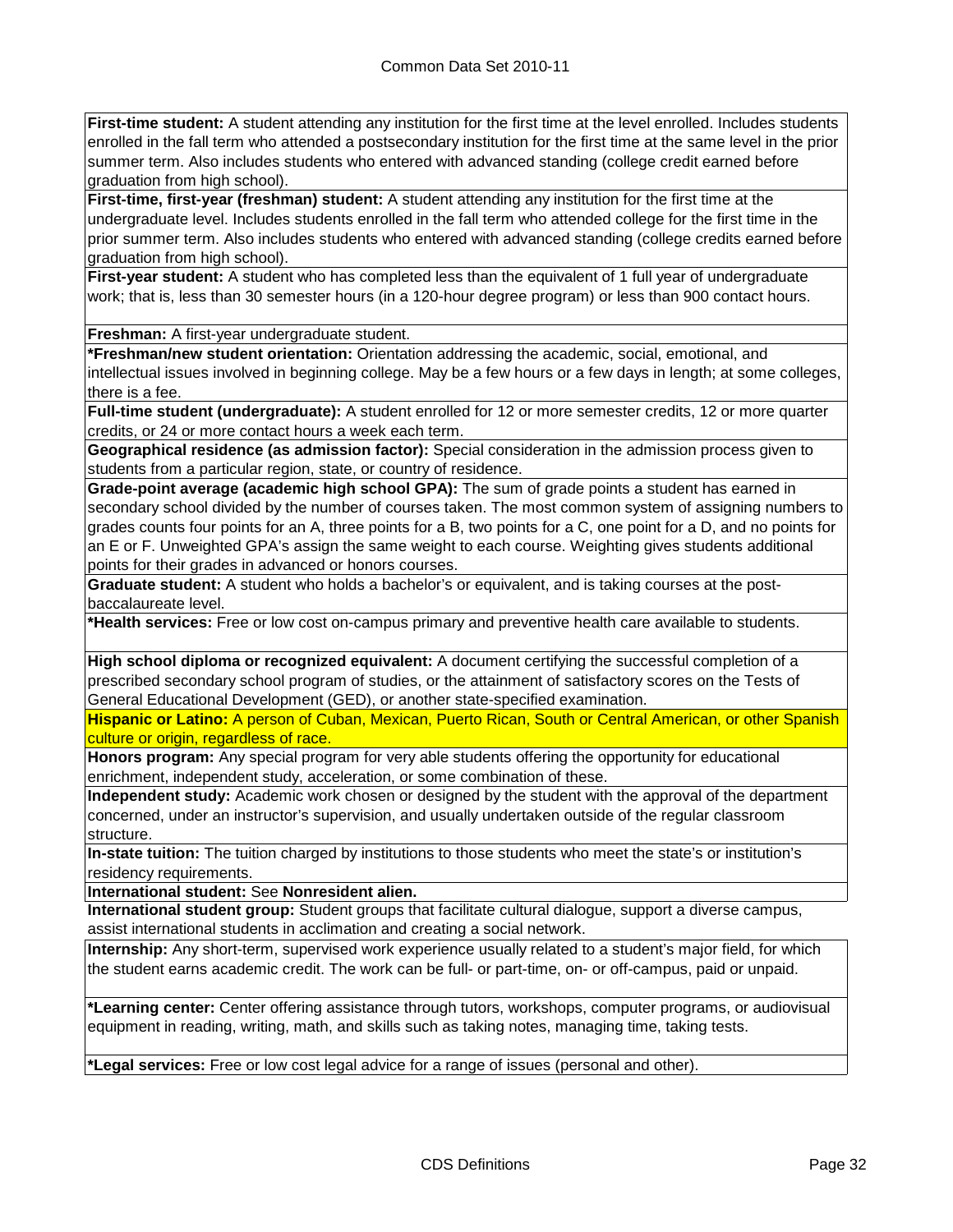**First-time student:** A student attending any institution for the first time at the level enrolled. Includes students enrolled in the fall term who attended a postsecondary institution for the first time at the same level in the prior summer term. Also includes students who entered with advanced standing (college credit earned before graduation from high school).

**First-time, first-year (freshman) student:** A student attending any institution for the first time at the undergraduate level. Includes students enrolled in the fall term who attended college for the first time in the prior summer term. Also includes students who entered with advanced standing (college credits earned before graduation from high school).

**First-year student:** A student who has completed less than the equivalent of 1 full year of undergraduate work; that is, less than 30 semester hours (in a 120-hour degree program) or less than 900 contact hours.

**Freshman:** A first-year undergraduate student.

**\*Freshman/new student orientation:** Orientation addressing the academic, social, emotional, and intellectual issues involved in beginning college. May be a few hours or a few days in length; at some colleges, there is a fee.

**Full-time student (undergraduate):** A student enrolled for 12 or more semester credits, 12 or more quarter credits, or 24 or more contact hours a week each term.

**Geographical residence (as admission factor):** Special consideration in the admission process given to students from a particular region, state, or country of residence.

**Grade-point average (academic high school GPA):** The sum of grade points a student has earned in secondary school divided by the number of courses taken. The most common system of assigning numbers to grades counts four points for an A, three points for a B, two points for a C, one point for a D, and no points for an E or F. Unweighted GPA's assign the same weight to each course. Weighting gives students additional points for their grades in advanced or honors courses.

**Graduate student:** A student who holds a bachelor's or equivalent, and is taking courses at the post-baccalaureate level.

**\*Health services:** Free or low cost on-campus primary and preventive health care available to students.

**High school diploma or recognized equivalent:** A document certifying the successful completion of a prescribed secondary school program of studies, or the attainment of satisfactory scores on the Tests of General Educational Development (GED), or another state-specified examination.

**Hispanic or Latino:** A person of Cuban, Mexican, Puerto Rican, South or Central American, or other Spanish culture or origin, regardless of race.

**Honors program:** Any special program for very able students offering the opportunity for educational enrichment, independent study, acceleration, or some combination of these.

**Independent study:** Academic work chosen or designed by the student with the approval of the department concerned, under an instructor's supervision, and usually undertaken outside of the regular classroom structure.

**In-state tuition:** The tuition charged by institutions to those students who meet the state's or institution's residency requirements.

**International student:** See **Nonresident alien.**

**International student group:** Student groups that facilitate cultural dialogue, support a diverse campus, assist international students in acclimation and creating a social network.

**Internship:** Any short-term, supervised work experience usually related to a student's major field, for which the student earns academic credit. The work can be full- or part-time, on- or off-campus, paid or unpaid.

**\*Learning center:** Center offering assistance through tutors, workshops, computer programs, or audiovisual equipment in reading, writing, math, and skills such as taking notes, managing time, taking tests.

**\*Legal services:** Free or low cost legal advice for a range of issues (personal and other).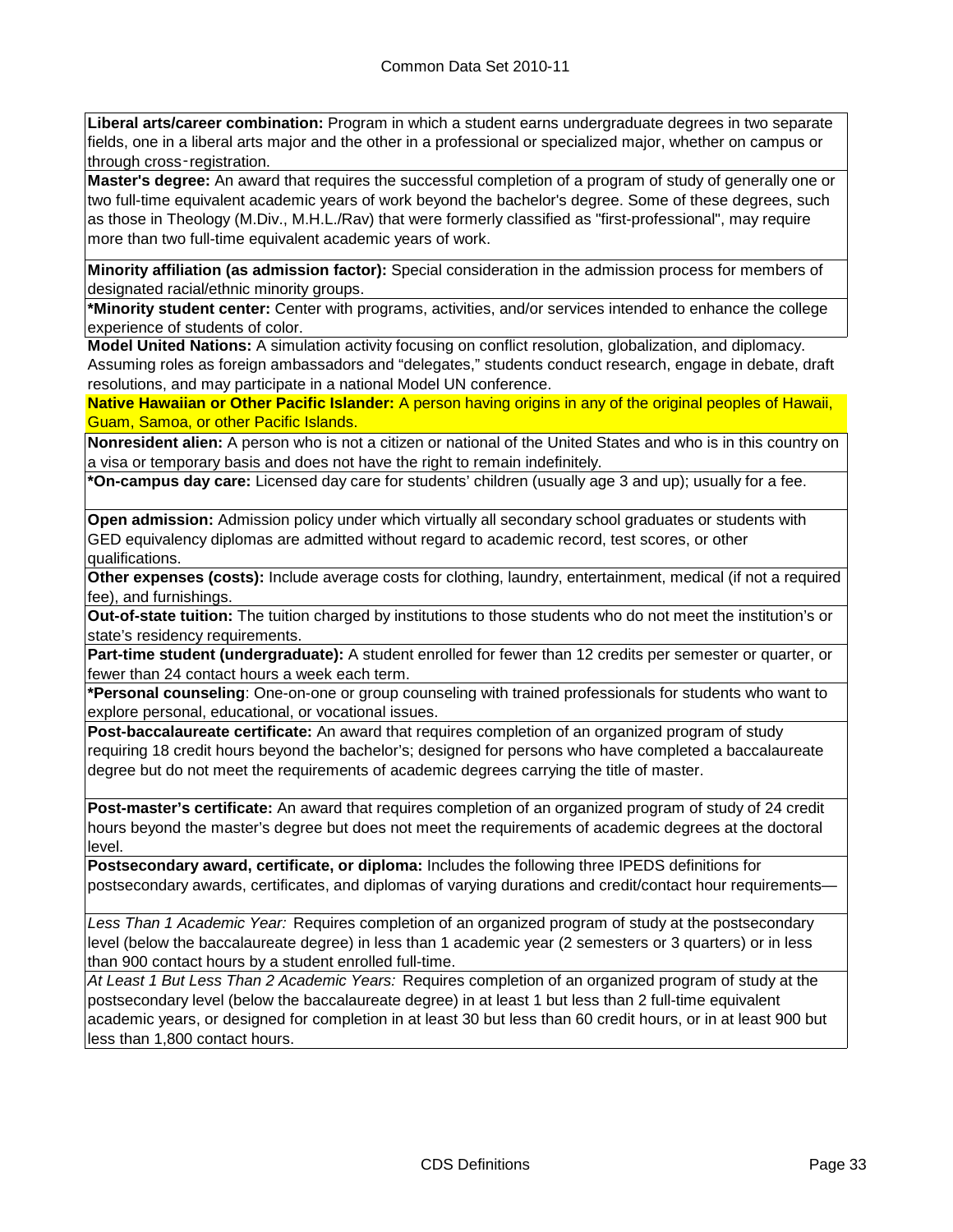**Liberal arts/career combination:** Program in which a student earns undergraduate degrees in two separate fields, one in a liberal arts major and the other in a professional or specialized major, whether on campus or through cross-registration.

**Master's degree:** An award that requires the successful completion of a program of study of generally one or two full-time equivalent academic years of work beyond the bachelor's degree. Some of these degrees, such as those in Theology (M.Div., M.H.L./Rav) that were formerly classified as "first-professional", may require more than two full-time equivalent academic years of work.

**Minority affiliation (as admission factor):** Special consideration in the admission process for members of designated racial/ethnic minority groups.

***Minority student center:** Center with programs, activities, and/or services intended to enhance the college experience of students of color.

**Model United Nations:** A simulation activity focusing on conflict resolution, globalization, and diplomacy. Assuming roles as foreign ambassadors and "delegates," students conduct research, engage in debate, draft resolutions, and may participate in a national Model UN conference.

**Native Hawaiian or Other Pacific Islander:** A person having origins in any of the original peoples of Hawaii, Guam, Samoa, or other Pacific Islands.

**Nonresident alien:** A person who is not a citizen or national of the United States and who is in this country on a visa or temporary basis and does not have the right to remain indefinitely.

***On-campus day care:** Licensed day care for students' children (usually age 3 and up); usually for a fee.

**Open admission:** Admission policy under which virtually all secondary school graduates or students with GED equivalency diplomas are admitted without regard to academic record, test scores, or other qualifications.

**Other expenses (costs):** Include average costs for clothing, laundry, entertainment, medical (if not a required fee), and furnishings.

**Out-of-state tuition:** The tuition charged by institutions to those students who do not meet the institution's or state's residency requirements.

**Part-time student (undergraduate):** A student enrolled for fewer than 12 credits per semester or quarter, or fewer than 24 contact hours a week each term.

***Personal counseling**: One-on-one or group counseling with trained professionals for students who want to explore personal, educational, or vocational issues.

**Post-baccalaureate certificate:** An award that requires completion of an organized program of study requiring 18 credit hours beyond the bachelor's; designed for persons who have completed a baccalaureate degree but do not meet the requirements of academic degrees carrying the title of master.

**Post-master's certificate:** An award that requires completion of an organized program of study of 24 credit hours beyond the master's degree but does not meet the requirements of academic degrees at the doctoral level.

**Postsecondary award, certificate, or diploma:** Includes the following three IPEDS definitions for postsecondary awards, certificates, and diplomas of varying durations and credit/contact hour requirements—

*Less Than 1 Academic Year:* Requires completion of an organized program of study at the postsecondary level (below the baccalaureate degree) in less than 1 academic year (2 semesters or 3 quarters) or in less than 900 contact hours by a student enrolled full-time.

*At Least 1 But Less Than 2 Academic Years:* Requires completion of an organized program of study at the postsecondary level (below the baccalaureate degree) in at least 1 but less than 2 full-time equivalent academic years, or designed for completion in at least 30 but less than 60 credit hours, or in at least 900 but less than 1,800 contact hours.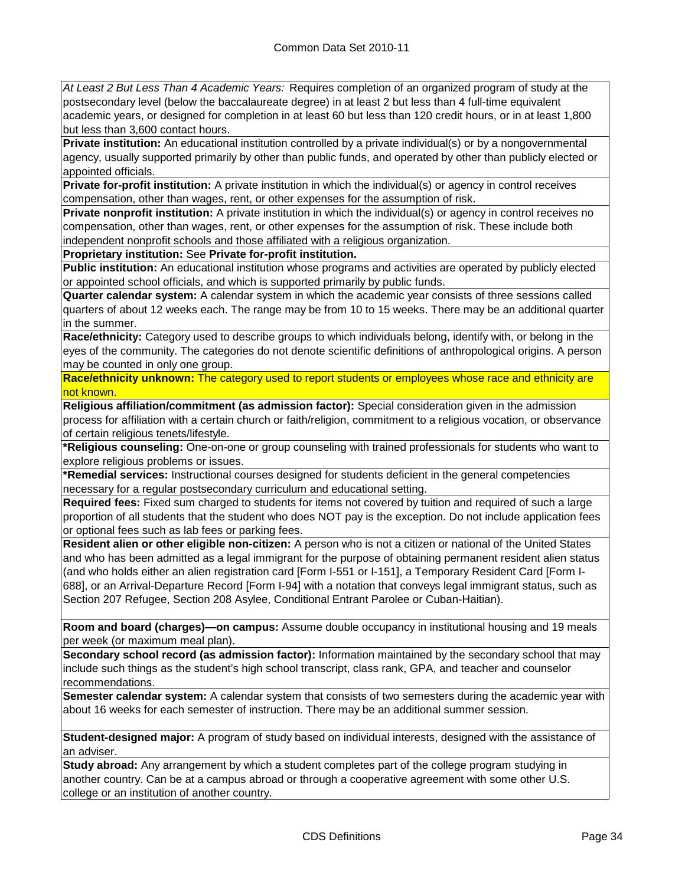*At Least 2 But Less Than 4 Academic Years:* Requires completion of an organized program of study at the postsecondary level (below the baccalaureate degree) in at least 2 but less than 4 full-time equivalent academic years, or designed for completion in at least 60 but less than 120 credit hours, or in at least 1,800 but less than 3,600 contact hours.

**Private institution:** An educational institution controlled by a private individual(s) or by a nongovernmental agency, usually supported primarily by other than public funds, and operated by other than publicly elected or appointed officials.

**Private for-profit institution:** A private institution in which the individual(s) or agency in control receives compensation, other than wages, rent, or other expenses for the assumption of risk.

**Private nonprofit institution:** A private institution in which the individual(s) or agency in control receives no compensation, other than wages, rent, or other expenses for the assumption of risk. These include both independent nonprofit schools and those affiliated with a religious organization.

**Proprietary institution:** See **Private for-profit institution.**

**Public institution:** An educational institution whose programs and activities are operated by publicly elected or appointed school officials, and which is supported primarily by public funds.

**Quarter calendar system:** A calendar system in which the academic year consists of three sessions called quarters of about 12 weeks each. The range may be from 10 to 15 weeks. There may be an additional quarter in the summer.

**Race/ethnicity:** Category used to describe groups to which individuals belong, identify with, or belong in the eyes of the community. The categories do not denote scientific definitions of anthropological origins. A person may be counted in only one group.

**Race/ethnicity unknown:** The category used to report students or employees whose race and ethnicity are not known.

**Religious affiliation/commitment (as admission factor):** Special consideration given in the admission process for affiliation with a certain church or faith/religion, commitment to a religious vocation, or observance of certain religious tenets/lifestyle.

***Religious counseling:** One-on-one or group counseling with trained professionals for students who want to explore religious problems or issues.

***Remedial services:** Instructional courses designed for students deficient in the general competencies necessary for a regular postsecondary curriculum and educational setting.

**Required fees:** Fixed sum charged to students for items not covered by tuition and required of such a large proportion of all students that the student who does NOT pay is the exception. Do not include application fees or optional fees such as lab fees or parking fees.

**Resident alien or other eligible non-citizen:** A person who is not a citizen or national of the United States and who has been admitted as a legal immigrant for the purpose of obtaining permanent resident alien status (and who holds either an alien registration card [Form I-551 or I-151], a Temporary Resident Card [Form I-688], or an Arrival-Departure Record [Form I-94] with a notation that conveys legal immigrant status, such as Section 207 Refugee, Section 208 Asylee, Conditional Entrant Parolee or Cuban-Haitian).

**Room and board (charges)—on campus:** Assume double occupancy in institutional housing and 19 meals per week (or maximum meal plan).

**Secondary school record (as admission factor):** Information maintained by the secondary school that may include such things as the student's high school transcript, class rank, GPA, and teacher and counselor recommendations.

**Semester calendar system:** A calendar system that consists of two semesters during the academic year with about 16 weeks for each semester of instruction. There may be an additional summer session.

**Student-designed major:** A program of study based on individual interests, designed with the assistance of an adviser.

**Study abroad:** Any arrangement by which a student completes part of the college program studying in another country. Can be at a campus abroad or through a cooperative agreement with some other U.S. college or an institution of another country.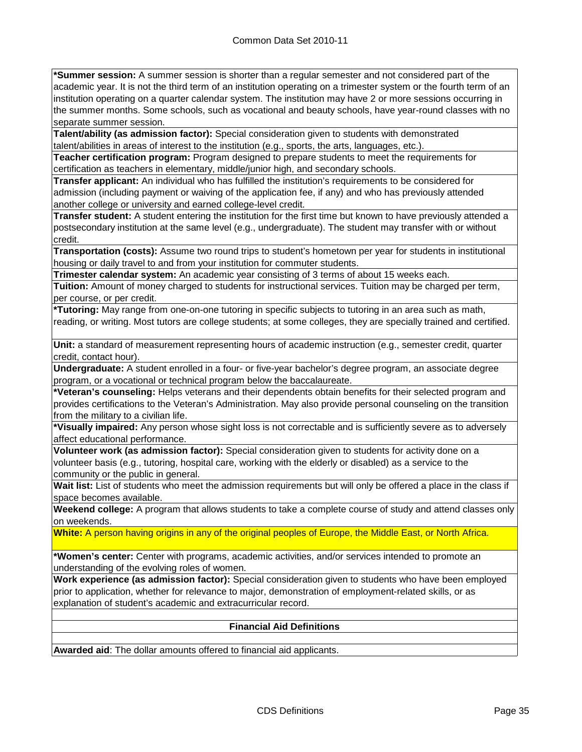**\*Summer session:** A summer session is shorter than a regular semester and not considered part of the academic year. It is not the third term of an institution operating on a trimester system or the fourth term of an institution operating on a quarter calendar system. The institution may have 2 or more sessions occurring in the summer months. Some schools, such as vocational and beauty schools, have year-round classes with no separate summer session.

**Talent/ability (as admission factor):** Special consideration given to students with demonstrated talent/abilities in areas of interest to the institution (e.g., sports, the arts, languages, etc.).

**Teacher certification program:** Program designed to prepare students to meet the requirements for certification as teachers in elementary, middle/junior high, and secondary schools.

**Transfer applicant:** An individual who has fulfilled the institution's requirements to be considered for admission (including payment or waiving of the application fee, if any) and who has previously attended another college or university and earned college-level credit.

**Transfer student:** A student entering the institution for the first time but known to have previously attended a postsecondary institution at the same level (e.g., undergraduate). The student may transfer with or without credit.

**Transportation (costs):** Assume two round trips to student's hometown per year for students in institutional housing or daily travel to and from your institution for commuter students.

**Trimester calendar system:** An academic year consisting of 3 terms of about 15 weeks each.

**Tuition:** Amount of money charged to students for instructional services. Tuition may be charged per term, per course, or per credit.

**\*Tutoring:** May range from one-on-one tutoring in specific subjects to tutoring in an area such as math, reading, or writing. Most tutors are college students; at some colleges, they are specially trained and certified.

**Unit:** a standard of measurement representing hours of academic instruction (e.g., semester credit, quarter credit, contact hour).

**Undergraduate:** A student enrolled in a four- or five-year bachelor's degree program, an associate degree program, or a vocational or technical program below the baccalaureate.

**\*Veteran's counseling:** Helps veterans and their dependents obtain benefits for their selected program and provides certifications to the Veteran's Administration. May also provide personal counseling on the transition from the military to a civilian life.

**\*Visually impaired:** Any person whose sight loss is not correctable and is sufficiently severe as to adversely affect educational performance.

**Volunteer work (as admission factor):** Special consideration given to students for activity done on a volunteer basis (e.g., tutoring, hospital care, working with the elderly or disabled) as a service to the community or the public in general.

**Wait list:** List of students who meet the admission requirements but will only be offered a place in the class if space becomes available.

**Weekend college:** A program that allows students to take a complete course of study and attend classes only on weekends.

**White:** A person having origins in any of the original peoples of Europe, the Middle East, or North Africa.

**\*Women's center:** Center with programs, academic activities, and/or services intended to promote an understanding of the evolving roles of women.

**Work experience (as admission factor):** Special consideration given to students who have been employed prior to application, whether for relevance to major, demonstration of employment-related skills, or as explanation of student's academic and extracurricular record.

## Financial Aid Definitions

**Awarded aid**: The dollar amounts offered to financial aid applicants.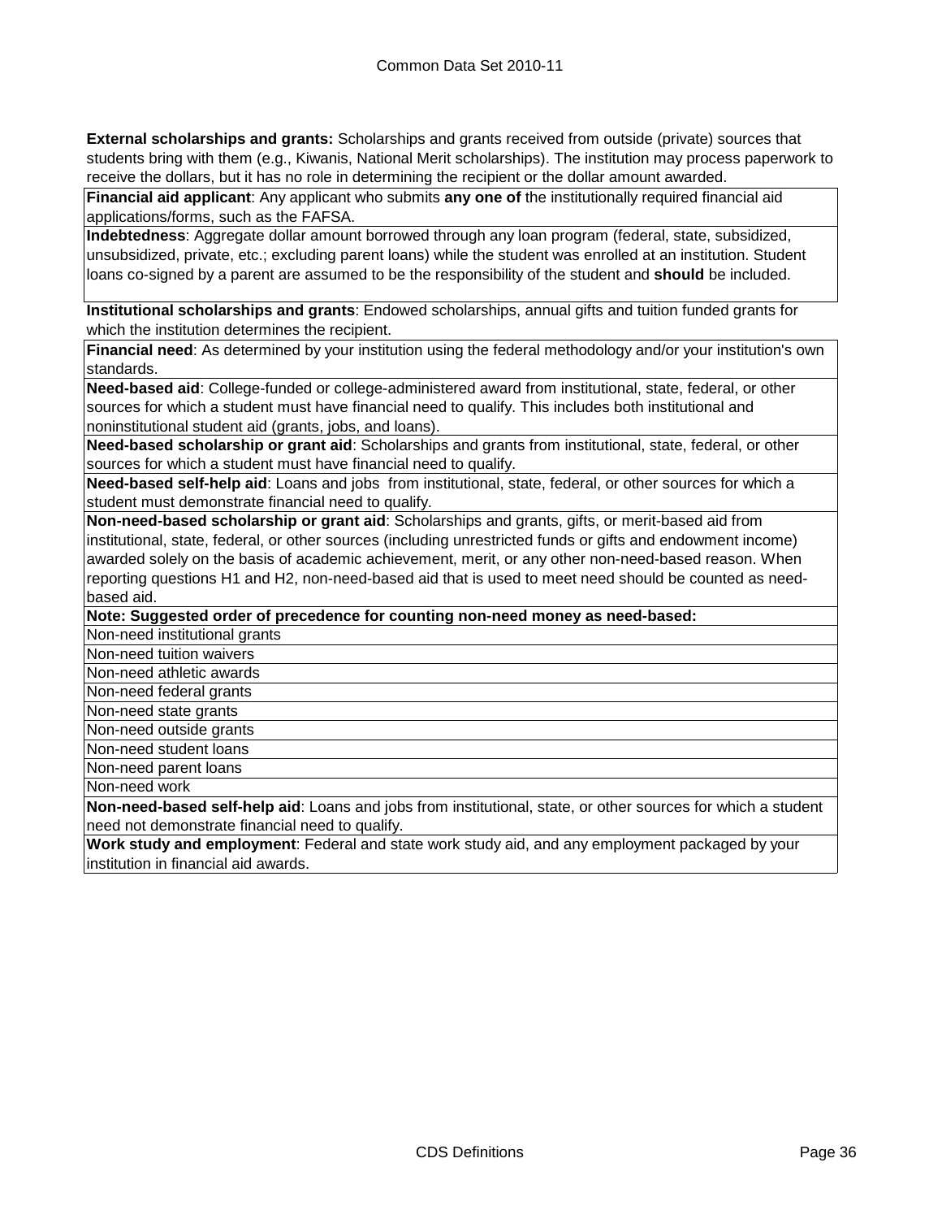**External scholarships and grants:** Scholarships and grants received from outside (private) sources that students bring with them (e.g., Kiwanis, National Merit scholarships). The institution may process paperwork to receive the dollars, but it has no role in determining the recipient or the dollar amount awarded.

**Financial aid applicant**: Any applicant who submits **any one of** the institutionally required financial aid applications/forms, such as the FAFSA.

**Indebtedness**: Aggregate dollar amount borrowed through any loan program (federal, state, subsidized, unsubsidized, private, etc.; excluding parent loans) while the student was enrolled at an institution. Student loans co-signed by a parent are assumed to be the responsibility of the student and **should** be included.

**Institutional scholarships and grants**: Endowed scholarships, annual gifts and tuition funded grants for which the institution determines the recipient.

**Financial need**: As determined by your institution using the federal methodology and/or your institution's own standards.

**Need-based aid**: College-funded or college-administered award from institutional, state, federal, or other sources for which a student must have financial need to qualify. This includes both institutional and noninstitutional student aid (grants, jobs, and loans).

**Need-based scholarship or grant aid**: Scholarships and grants from institutional, state, federal, or other sources for which a student must have financial need to qualify.

**Need-based self-help aid**: Loans and jobs from institutional, state, federal, or other sources for which a student must demonstrate financial need to qualify.

**Non-need-based scholarship or grant aid**: Scholarships and grants, gifts, or merit-based aid from institutional, state, federal, or other sources (including unrestricted funds or gifts and endowment income) awarded solely on the basis of academic achievement, merit, or any other non-need-based reason. When reporting questions H1 and H2, non-need-based aid that is used to meet need should be counted as need-based aid.

**Note: Suggested order of precedence for counting non-need money as need-based:**

- Non-need institutional grants
- Non-need tuition waivers
- Non-need athletic awards
- Non-need federal grants
- Non-need state grants
- Non-need outside grants
- Non-need student loans
- Non-need parent loans
- Non-need work

**Non-need-based self-help aid**: Loans and jobs from institutional, state, or other sources for which a student need not demonstrate financial need to qualify.

**Work study and employment**: Federal and state work study aid, and any employment packaged by your institution in financial aid awards.